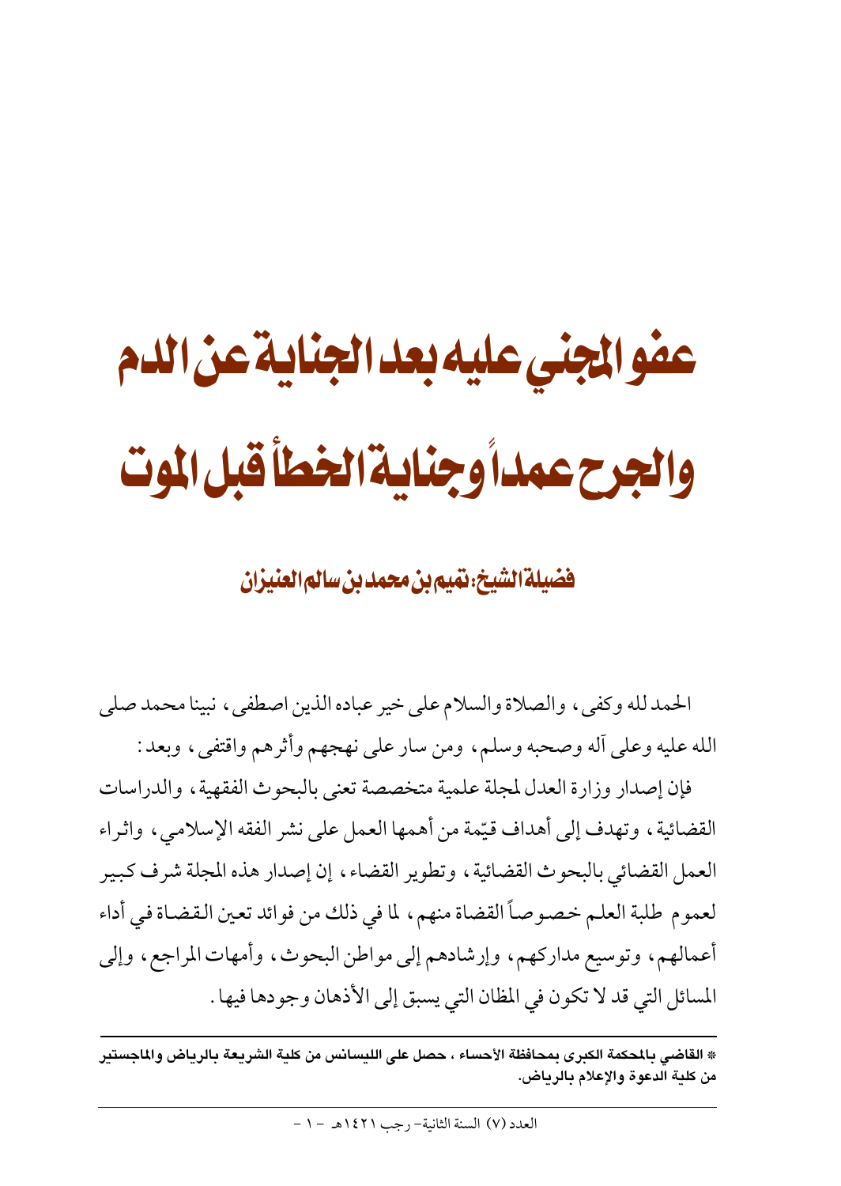# عفو المجني عليه بعد الجناية عن الدم والجرح عمداً وجناية الخطأ قبل الموت

### فضيلة الشيخ: تميم بن محمد بن سالم العنيزان

الحمد لله وكفى، والصلاة والسلام على خير عباده الذين اصطفى، نبينا محمد صلى الله عليه وعلى آله وصحبه وسلم، ومن سار على نهجهم وأثرهم واقتفى، وبعد:

فإن إصدار وزارة العدل لمجلة علمية متخصصة تعنى بالبحوث الفقهية، والدراسات القضائية، وتهدف إلى أهداف قيّمة من أهمها العمل على نشر الفقه الإسلامي، واثراء العمل القضائي بالبحوث القضائية، وتطوير القضاء، إن إصدار هذه المجلة شرف كبير لعموم طلبة العلم خصوصاً القضاة منهم، لما في ذلك من فوائد تعين القضاة في أداء أعمالهم، وتوسيع مداركهم، وإرشادهم إلى مواطن البحوث، وأمهات المراجع، وإلى المسائل التي قد لا تكون في المظان التي يسبق إلى الأذهان وجودها فيها.

---

* القاضي بالمحكمة الكبرى بمحافظة الأحساء، حصل على الليسانس من كلية الشريعة بالرياض والماجستير من كلية الدعوة والإعلام بالرياض.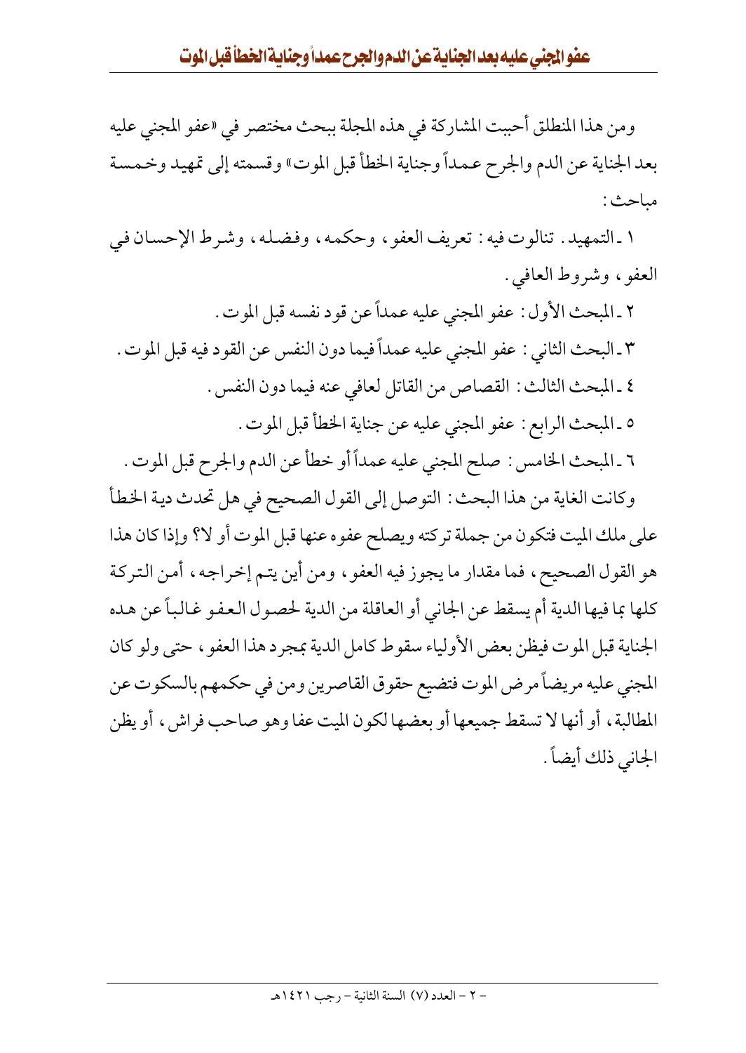ومن هذا المنطلق أحببت المشاركة في هذه المجلة ببحث مختصر في «عفو المجني عليه بعد الجناية عن الدم والجرح عمداً وجناية الخطأ قبل الموت» وقسمته إلى تمهيد وخمسة مباحث:

١ ـ التمهيد. تنالوت فيه: تعريف العفو، وحكمه، وفضله، وشرط الإحسان في العفو، وشروط العافي.

٢ ـ المبحث الأول: عفو المجني عليه عمداً عن قود نفسه قبل الموت.

٣ ـ البحث الثاني: عفو المجني عليه عمداً فيما دون النفس عن القود فيه قبل الموت.

٤ ـ المبحث الثالث: القصاص من القاتل لعافي عنه فيما دون النفس.

٥ ـ المبحث الرابع: عفو المجني عليه عن جناية الخطأ قبل الموت.

٦ ـ المبحث الخامس: صلح المجني عليه عمداً أو خطأ عن الدم والجرح قبل الموت.

وكانت الغاية من هذا البحث: التوصل إلى القول الصحيح في هل تحدث دية الخطأ على ملك الميت فتكون من جملة تركته ويصلح عفوه عنها قبل الموت أو لا؟ وإذا كان هذا هو القول الصحيح، فما مقدار ما يجوز فيه العفو، ومن أين يتم إخراجه، أمن التركة كلها بما فيها الدية أم يسقط عن الجاني أو العاقلة من الدية لحصول العفو غالباً عن هده الجناية قبل الموت فيظن بعض الأولياء سقوط كامل الدية بمجرد هذا العفو، حتى ولو كان المجني عليه مريضاً مرض الموت فتضيع حقوق القاصرين ومن في حكمهم بالسكوت عن المطالبة، أو أنها لا تسقط جميعها أو بعضها لكون الميت عفا وهو صاحب فراش، أو يظن الجاني ذلك أيضاً.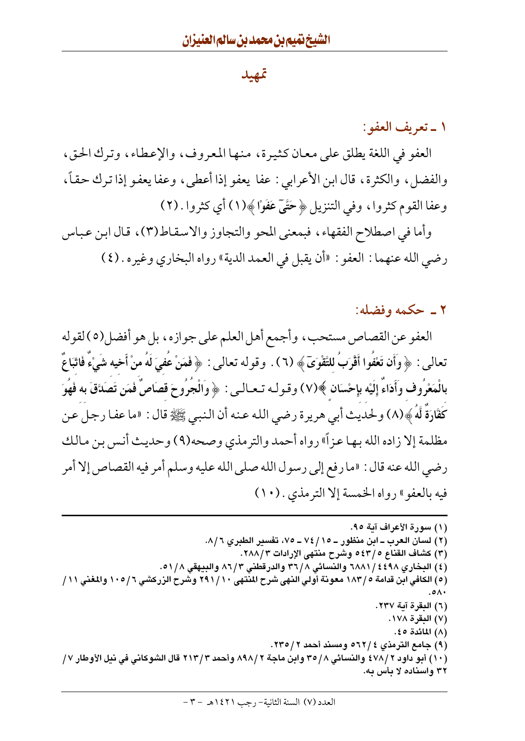## تمهيد

### ١ ـ تعريف العفو:

العفو في اللغة يطلق على معان كثيرة، منها المعروف، والإعطاء، وترك الحق، والفضل، والكثرة، قال ابن الأعرابي: عفا يعفو إذا أعطى، وعفا يعفو إذا ترك حقاً، وعفا القوم كثروا، وفي التنزيل ﴿حَتَّىٰ عَفَوْا﴾(١) أي كثروا. (٢)

وأما في اصطلاح الفقهاء، فبمعنى المحو والتجاوز والاسقاط(٣)، قال ابن عباس رضي الله عنهما: العفو: «أن يقبل في العمد الدية» رواه البخاري وغيره. (٤)

### ٢ ـ حكمه وفضله:

العفو عن القصاص مستحب، وأجمع أهل العلم على جوازه، بل هو أفضل(٥) لقوله تعالى: ﴿وَأَن تَعْفُوا أَقْرَبُ لِلتَّقْوَىٰ﴾ (٦). وقوله تعالى: ﴿فَمَنْ عُفِيَ لَهُ مِنْ أَخِيهِ شَيْءٌ فَاتِّبَاعٌ بِالْمَعْرُوفِ وَأَدَاءٌ إِلَيْهِ بِإِحْسَانٍ﴾(٧) وقوله تعالى: ﴿وَالْجُرُوحَ قِصَاصٌ فَمَن تَصَدَّقَ بِهِ فَهُوَ كَفَّارَةٌ لَّهُ﴾(٨) ولحديث أبي هريرة رضي الله عنه أن النبي ﷺ قال: «ما عفا رجل عن مظلمة إلا زاده الله بها عزاً» رواه أحمد والترمذي وصححه(٩) وحديث أنس بن مالك رضي الله عنه قال: «ما رفع إلى رسول الله صلى الله عليه وسلم أمر فيه القصاص إلا أمر فيه بالعفو» رواه الخمسة إلا الترمذي. (١٠)

---

(١) سورة الأعراف آية ٩٥.
(٢) لسان العرب ـ ابن منظور ـ ١٥/ ٧٤ ـ ٧٥، تفسير الطبري ٦/٨.
(٣) كشاف القناع ٥/٥٤٣ وشرح منتهى الإرادات ٣/٢٨٨.
(٤) البخاري ٤٤٩٨/ ٦٨٨١ والنسائي ٨/٣٦ والدرقطني ٣/٨٦ والبيهقي ٨/٥١.
(٥) الكافي ابن قدامة ٥/١٨٣ معونة أولي النهى شرح المنتهى ١٠/٢٩١ وشرح الزركشي ٦/١٠٥ والمغني ١١/ ٥٨٠.
(٦) البقرة آية ٢٣٧.
(٧) البقرة ١٧٨.
(٨) المائدة ٤٥.
(٩) جامع الترمذي ٤/٥٦٢ ومسند أحمد ٢/٢٣٥.
(١٠) أبو داود ٢/٤٧٨ والنسائي ٨/٣٥ وابن ماجة ٢/٨٩٨ وأحمد ٣/٢١٣ قال الشوكاني في نيل الأوطار ٧/ ٣٢ واسناده لا بأس به.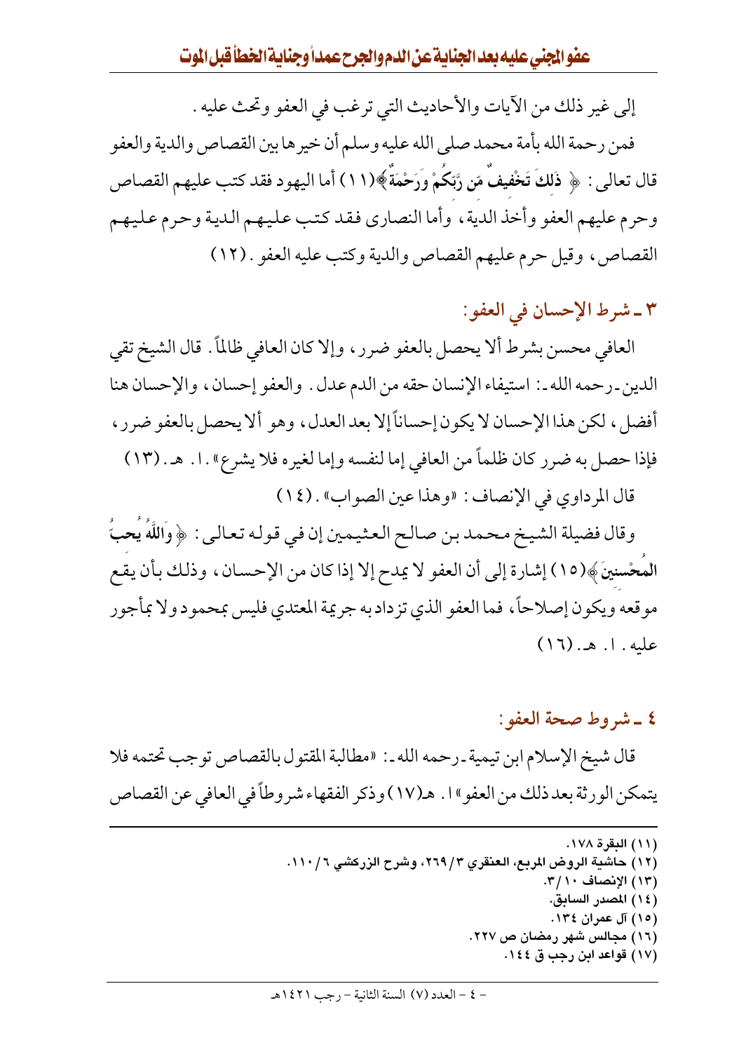إلى غير ذلك من الآيات والأحاديث التي ترغب في العفو وتحث عليه .

فمن رحمة الله بأمة محمد صلى الله عليه وسلم أن خيرها بين القصاص والدية والعفو قال تعالى : ﴿ ذَلِكَ تَخْفِيفٌ مِّن رَّبِّكُمْ وَرَحْمَةٌ ﴾(١١) أما اليهود فقد كتب عليهم القصاص وحرم عليهم العفو وأخذ الدية ، وأما النصارى فقد كتب عليهم الدية وحرم عليهم القصاص ، وقيل حرم عليهم القصاص والدية وكتب عليه العفو . (١٢)

## ٣ ـ شرط الإحسان في العفو:

العافي محسن بشرط ألا يحصل بالعفو ضرر ، وإلا كان العافي ظالماً . قال الشيخ تقي الدين ـ رحمه الله ـ: استيفاء الإنسان حقه من الدم عدل . والعفو إحسان ، والإحسان هنا أفضل ، لكن هذا الإحسان لا يكون إحساناً إلا بعد العدل ، وهو ألا يحصل بالعفو ضرر ، فإذا حصل به ضرر كان ظلماً من العافي إما لنفسه وإما لغيره فلا يشرع» . ا. هـ . (١٣)

قال المرداوي في الإنصاف : «وهذا عين الصواب» . (١٤)

وقال فضيلة الشيخ محمد بن صالح العثيمين إن في قوله تعالى : ﴿ وَاللَّهُ يُحِبُّ الْمُحْسِنِينَ ﴾(١٥) إشارة إلى أن العفو لا يمدح إلا إذا كان من الإحسان ، وذلك بأن يقع موقعه ويكون إصلاحاً ، فما العفو الذي تزداد به جريمة المعتدي فليس بمحمود ولا بمأجور عليه . ا. هـ . (١٦)

## ٤ ـ شروط صحة العفو:

قال شيخ الإسلام ابن تيمية ـ رحمه الله ـ: «مطالبة المقتول بالقصاص توجب تحتمه فلا يتمكن الورثة بعد ذلك من العفو» ا. هـ(١٧) وذكر الفقهاء شروطاً في العافي عن القصاص

---

(١١) البقرة ١٧٨.

(١٢) حاشية الروض المربع، العنقري ٣/٢٦٩، وشرح الزركشي ٦/١١٠.

(١٣) الإنصاف ١٠/٣.

(١٤) المصدر السابق.

(١٥) آل عمران ١٣٤.

(١٦) مجالس شهر رمضان ص ٢٢٧.

(١٧) قواعد ابن رجب ق ١٤٤.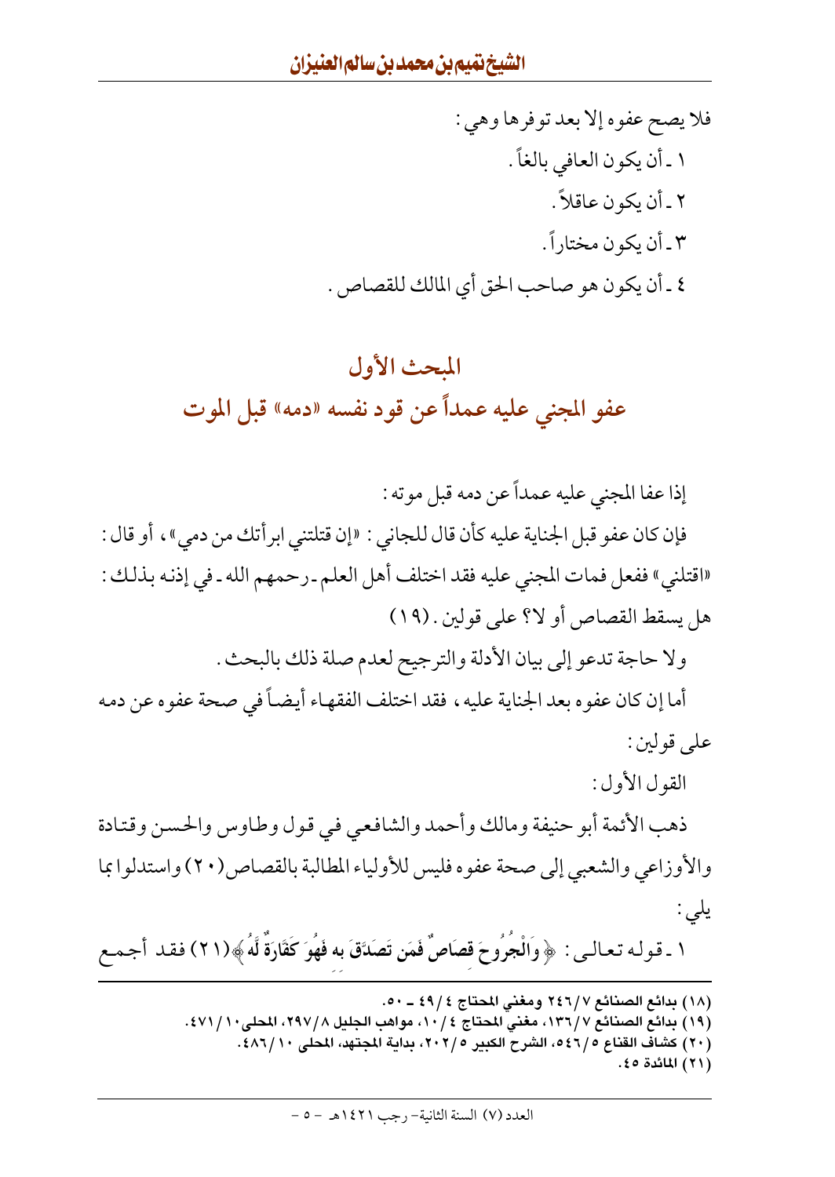فلا يصح عفوه إلا بعد توفرها وهي:

١ ـ أن يكون العافي بالغاً.

٢ ـ أن يكون عاقلاً.

٣ ـ أن يكون مختاراً.

٤ ـ أن يكون هو صاحب الحق أي المالك للقصاص.

## المبحث الأول
## عفو المجني عليه عمداً عن قود نفسه «دمه» قبل الموت

إذا عفا المجني عليه عمداً عن دمه قبل موته:

فإن كان عفوه قبل الجناية عليه كأن قال للجاني: «إن قتلتني ابرأتك من دمي»، أو قال: «اقتلني» ففعل فمات المجني عليه فقد اختلف أهل العلم ـ رحمهم الله ـ في إذنه بذلك: هل يسقط القصاص أو لا؟ على قولين. (١٩)

ولا حاجة تدعو إلى بيان الأدلة والترجيح لعدم صلة ذلك بالبحث.

أما إن كان عفوه بعد الجناية عليه، فقد اختلف الفقهاء أيضاً في صحة عفوه عن دمه على قولين:

القول الأول:

ذهب الأئمة أبو حنيفة ومالك وأحمد والشافعي في قول وطاوس والحسن وقتادة والأوزاعي والشعبي إلى صحة عفوه فليس للأولياء المطالبة بالقصاص(٢٠) واستدلوا بما يلي:

١ ـ قوله تعالى: ﴿وَالْجُرُوحَ قِصَاصٌ فَمَن تَصَدَّقَ بِهِ فَهُوَ كَفَّارَةٌ لَّهُ﴾(٢١) فقد أجمع

---

(١٨) بدائع الصنائع ٢٤٦/٧ ومغني المحتاج ٤٩/٤ ـ ٥٠.

(١٩) بدائع الصنائع ١٣٦/٧، مغني المحتاج ١٠/٤، مواهب الجليل ٢٩٧/٨، المحلى ٤٧١/١٠.

(٢٠) كشاف القناع ٥٤٦/٥، الشرح الكبير ٢٠٢/٥، بداية المجتهد، المحلى ٤٨٦/١٠.

(٢١) المائدة ٤٥.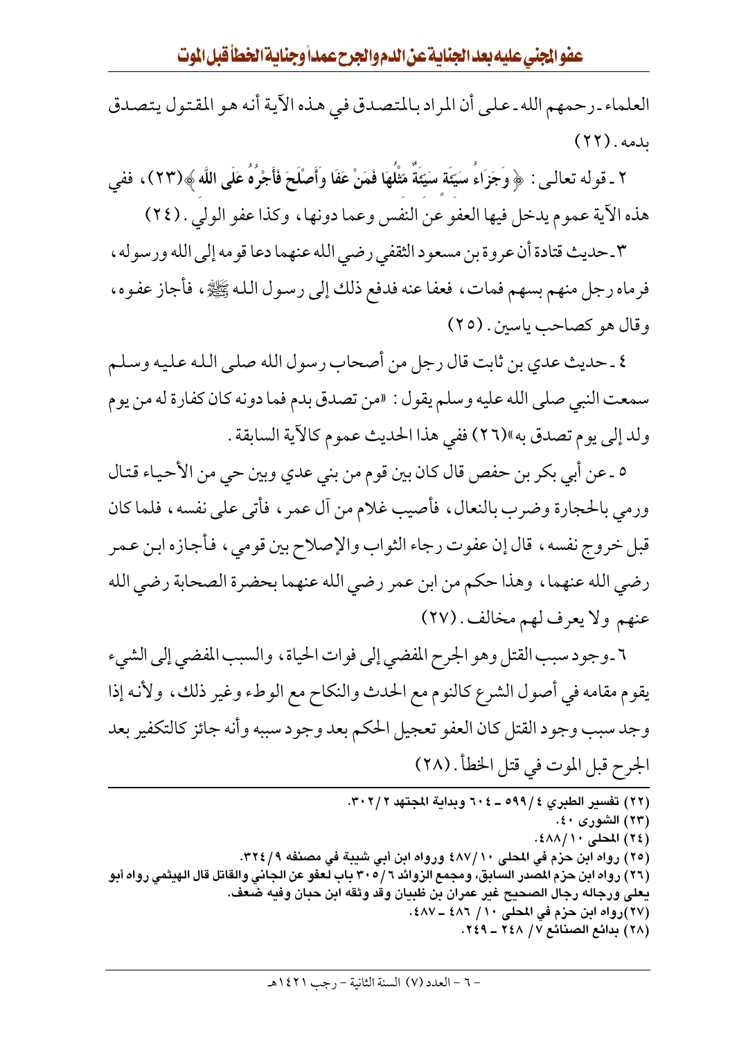العلماء - رحمهم الله - على أن المراد بالمتصدق في هذه الآية أنه هو المقتول يتصدق بدمه. (٢٢)

٢ - قوله تعالى: ﴿ وَجَزَاءُ سَيِّئَةٍ سَيِّئَةٌ مِّثْلُهَا فَمَنْ عَفَا وَأَصْلَحَ فَأَجْرُهُ عَلَى اللَّهِ ﴾(٢٣)، ففي هذه الآية عموم يدخل فيها العفو عن النفس وعما دونها، وكذا عفو الولي. (٢٤)

٣ - حديث قتادة أن عروة بن مسعود الثقفي رضي الله عنهما دعا قومه إلى الله ورسوله، فرماه رجل منهم بسهم فمات، فعفا عنه فدفع ذلك إلى رسول الله ﷺ، فأجاز عفوه، وقال هو كصاحب ياسين. (٢٥)

٤ - حديث عدي بن ثابت قال رجل من أصحاب رسول الله صلى الله عليه وسلم سمعت النبي صلى الله عليه وسلم يقول: «من تصدق بدم فما دونه كان كفارة له من يوم ولد إلى يوم تصدق به»(٢٦) ففي هذا الحديث عموم كالآية السابقة.

٥ - عن أبي بكر بن حفص قال كان بين قوم من بني عدي وبين حي من الأحياء قتال ورمي بالحجارة وضرب بالنعال، فأصيب غلام من آل عمر، فأتى على نفسه، فلما كان قبل خروج نفسه، قال إن عفوت رجاء الثواب والإصلاح بين قومي، فأجازه ابن عمر رضي الله عنهما، وهذا حكم من ابن عمر رضي الله عنهما بحضرة الصحابة رضي الله عنهم ولا يعرف لهم مخالف. (٢٧)

٦ - وجود سبب القتل وهو الجرح المفضي إلى فوات الحياة، والسبب المفضي إلى الشيء يقوم مقامه في أصول الشرع كالنوم مع الحدث والنكاح مع الوطء وغير ذلك، ولأنه إذا وجد سبب وجود القتل كان العفو تعجيل الحكم بعد وجود سببه وأنه جائز كالتكفير بعد الجرح قبل الموت في قتل الخطأ. (٢٨)

---

(٢٢) تفسير الطبري ٤/ ٥٩٩ - ٦٠٤ وبداية المجتهد ٢/ ٣٠٢.
(٢٣) الشورى ٤٠.
(٢٤) المحلى ١٠/ ٤٨٨.
(٢٥) رواه ابن حزم في المحلى ١٠/ ٤٨٧ ورواه ابن أبي شيبة في مصنفه ٩/ ٣٢٤.
(٢٦) رواه ابن حزم المصدر السابق، ومجمع الزوائد ٦/ ٣٠٥ باب لعفو عن الجاني والقاتل قال الهيثمي رواه أبو يعلى ورجاله رجال الصحيح غير عمران بن ظبيان وقد وثقه ابن حبان وفيه ضعف.
(٢٧) رواه ابن حزم في المحلى ١٠/ ٤٨٦ - ٤٨٧.
(٢٨) بدائع الصنائع ٧/ ٢٤٨ - ٢٤٩.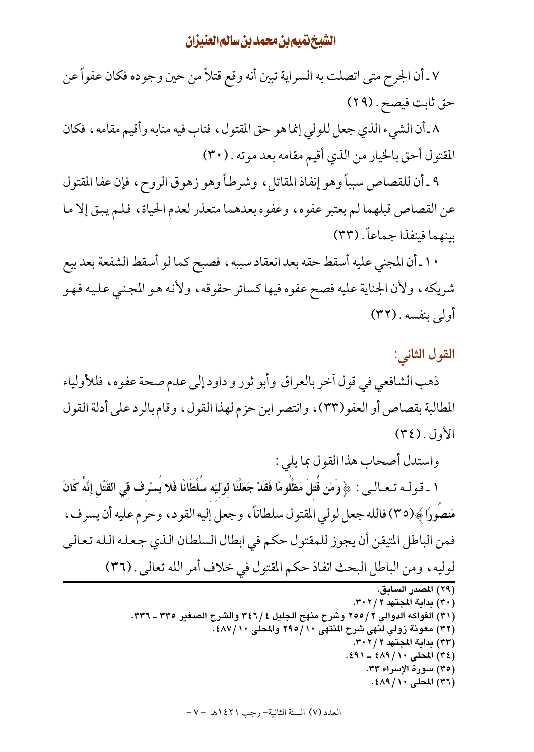٧ ـ أن الجرح متى اتصلت به السراية تبين أنه وقع قتلاً من حين وجوده فكان عفواً عن حق ثابت فيصح . (٢٩)

٨ ـ أن الشيء الذي جعل للولي إنما هو حق المقتول ، فناب فيه منابه وأقيم مقامه ، فكان المقتول أحق بالخيار من الذي أقيم مقامه بعد موته . (٣٠)

٩ ـ أن للقصاص سبباً وهو إنفاذ المقاتل ، وشرطاً وهو زهوق الروح ، فإن عفا المقتول عن القصاص قبلهما لم يعتبر عفوه ، وعفوه بعدهما متعذر لعدم الحياة ، فلم يبق إلا ما بينهما فينفذا جماعاً . (٣٣)

١٠ ـ أن المجني عليه أسقط حقه بعد انعقاد سببه ، فصح كما لو أسقط الشفعة بعد بيع شريكه ، ولأن الجناية عليه فصح عفوه فيها كسائر حقوقه ، ولأنه هو المجني عليه فهو أولى بنفسه . (٣٢)

## القول الثاني:

ذهب الشافعي في قول آخر بالعراق وأبو ثور و داود إلى عدم صحة عفوه ، فللأولياء المطالبة بقصاص أو العفو(٣٣) ، وانتصر ابن حزم لهذا القول ، وقام بالرد على أدلة القول الأول . (٣٤)

واستدل أصحاب هذا القول بما يلي :

١ ـ قوله تعالى : ﴿ وَمَن قُتِلَ مَظْلُومًا فَقَدْ جَعَلْنَا لِوَلِيِّهِ سُلْطَانًا فَلا يُسْرِف فِّي الْقَتْلِ إِنَّهُ كَانَ مَنصُورًا ﴾(٣٥) فالله جعل لولي المقتول سلطاناً ، وجعل إليه القود ، وحرم عليه أن يسرف ، فمن الباطل المتيقن أن يجوز للمقتول حكم في ابطال السلطان الذي جعله الله تعالى لوليه ، ومن الباطل البحث انفاذ حكم المقتول في خلاف أمر الله تعالى . (٣٦)

---

(٢٩) المصدر السابق.
(٣٠) بداية المجتهد ٢ / ٣٠٢.
(٣١) الفواكه الدوالي ٢ / ٢٥٥ وشرح منهج الجليل ٤ / ٣٤٦ والشرح الصغير ٣٣٥ ـ ٣٣٦.
(٣٢) معونة زولي لنهى شرح المنتهى ١٠ / ٢٩٥ والمحلى ١٠ / ٤٨٧.
(٣٣) بداية المجتهد ٢ / ٣٠٢.
(٣٤) المحلى ١٠ / ٤٨٩ ـ ٤٩١.
(٣٥) سورة الإسراء ٣٣.
(٣٦) المحلى ١٠ / ٤٨٩.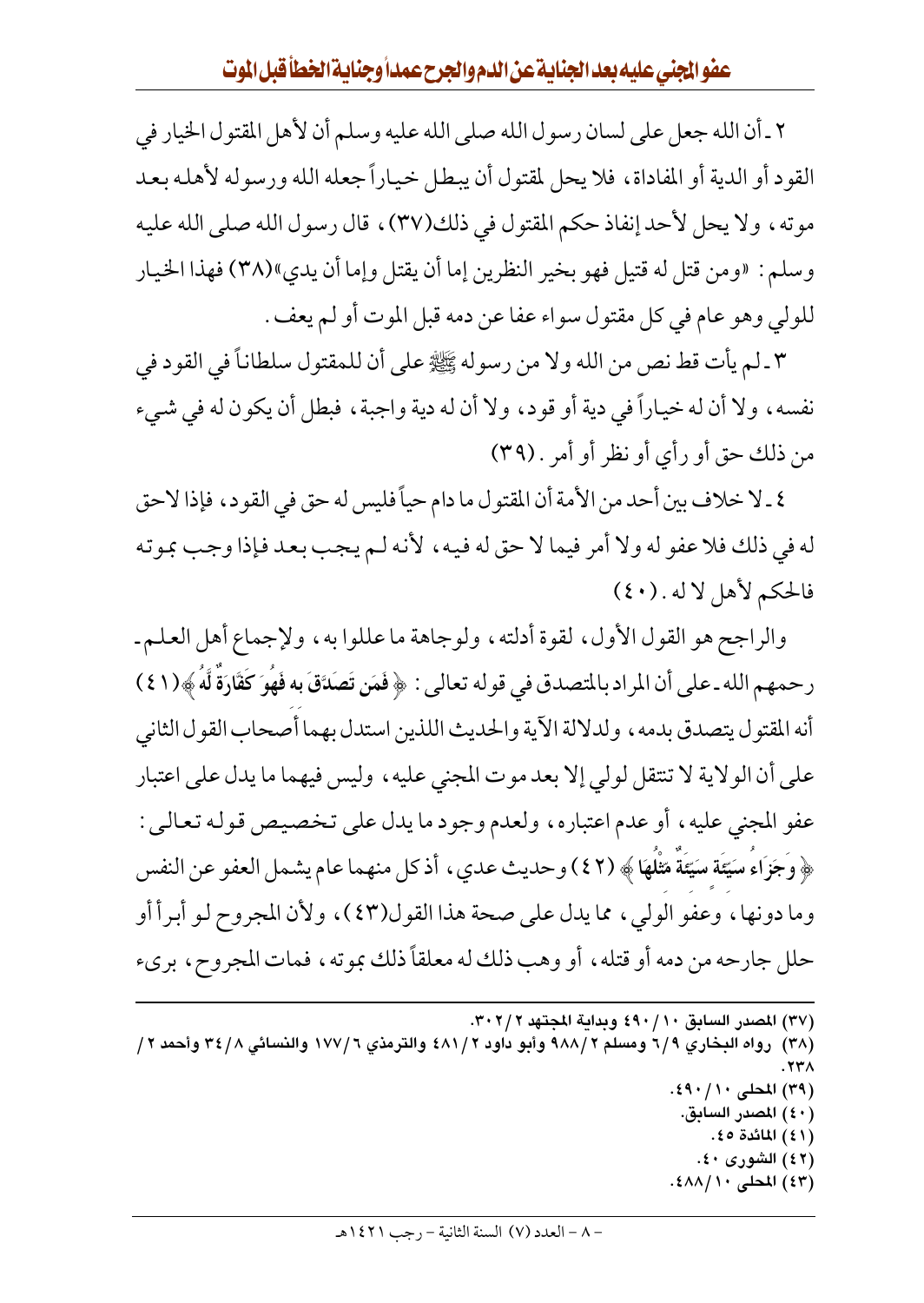٢ ـ أن الله جعل على لسان رسول الله صلى الله عليه وسلم أن لأهل المقتول الخيار في القود أو الدية أو المفاداة، فلا يحل لمقتول أن يبطل خياراً جعله الله ورسوله لأهله بعد موته، ولا يحل لأحد إنفاذ حكم المقتول في ذلك(٣٧)، قال رسول الله صلى الله عليه وسلم: «ومن قتل له قتيل فهو بخير النظرين إما أن يقتل وإما أن يدي»(٣٨) فهذا الخيار للولي وهو عام في كل مقتول سواء عفا عن دمه قبل الموت أو لم يعف.

٣ ـ لم يأت قط نص من الله ولا من رسوله ﷺ على أن للمقتول سلطاناً في القود في نفسه، ولا أن له خياراً في دية أو قود، ولا أن له دية واجبة، فبطل أن يكون له في شيء من ذلك حق أو رأي أو نظر أو أمر. (٣٩)

٤ ـ لا خلاف بين أحد من الأمة أن المقتول ما دام حياً فليس له حق في القود، فإذا لا حق له في ذلك فلا عفو له ولا أمر فيما لا حق له فيه، لأنه لم يجب بعد فإذا وجب بموته فالحكم لأهل لا له. (٤٠)

والراجح هو القول الأول، لقوة أدلته، ولوجاهة ما عللوا به، ولإجماع أهل العلم ـ رحمهم الله ـ على أن المراد بالمتصدق في قوله تعالى: ﴿فَمَن تَصَدَّقَ بِهِ فَهُوَ كَفَّارَةٌ لَّهُ﴾(٤١) أنه المقتول يتصدق بدمه، ولدلالة الآية والحديث اللذين استدل بهما أصحاب القول الثاني على أن الولاية لا تنتقل لولي إلا بعد موت المجني عليه، وليس فيهما ما يدل على اعتبار عفو المجني عليه، أو عدم اعتباره، ولعدم وجود ما يدل على تخصيص قوله تعالى: ﴿وَجَزَاءُ سَيِّئَةٍ سَيِّئَةٌ مِّثْلُهَا﴾ (٤٢) وحديث عدي، أذ كل منهما عام يشمل العفو عن النفس وما دونها، وعفو الولي، مما يدل على صحة هذا القول(٤٣)، ولأن المجروح لو أبرأ أو حلل جارحه من دمه أو قتله، أو وهب ذلك له معلقاً ذلك بموته، فمات المجروح، برىء

---

(٣٧) المصدر السابق ١٠/ ٤٩٠ وبداية المجتهد ٢/ ٣٠٢.

(٣٨) رواه البخاري ٩/ ٦ ومسلم ٢/ ٩٨٨ وأبو داود ٢/ ٤٨١ والترمذي ٦/ ١٧٧ والنسائي ٨/ ٣٤ وأحمد ٢/ ٢٣٨.

(٣٩) المحلى ١٠/ ٤٩٠.

(٤٠) المصدر السابق.

(٤١) المائدة ٤٥.

(٤٢) الشورى ٤٠.

(٤٣) المحلى ١٠/ ٤٨٨.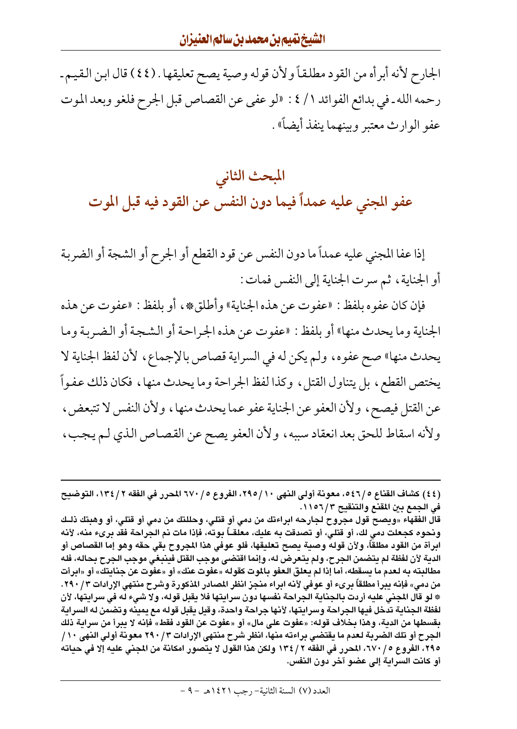الجارح لأنه أبرأه من القود مطلقاً ولأن قوله وصية يصح تعليقها. (٤٤) قال ابن القيم ـ رحمه الله ـ في بدائع الفوائد ١ / ٤ : «لو عفى عن القصاص قبل الجرح فلغو وبعد الموت عفو الوارث معتبر وبينهما ينفذ أيضاً» .

## المبحث الثاني
## عفو المجني عليه عمداً فيما دون النفس عن القود فيه قبل الموت

إذا عفا المجني عليه عمداً ما دون النفس عن قود القطع أو الجرح أو الشجة أو الضربة أو الجناية، ثم سرت الجناية إلى النفس فمات :

فإن كان عفوه بلفظ : «عفوت عن هذه الجناية» وأطلق*، أو بلفظ : «عفوت عن هذه الجناية وما يحدث منها» أو بلفظ : «عفوت عن هذه الجراحة أو الشجة أو الضربة وما يحدث منها» صح عفوه، ولم يكن له في السراية قصاص بالإجماع، لأن لفظ الجناية لا يختص القطع، بل يتناول القتل، وكذا لفظ الجراحة وما يحدث منها، فكان ذلك عفواً عن القتل فيصح، ولأن العفو عن الجناية عفو عما يحدث منها، ولأن النفس لا تتبعض، ولأنه اسقاط للحق بعد انعقاد سببه، ولأن العفو يصح عن القصاص الذي لم يجب،

---

(٤٤) كشاف القناع ٥/٥٤٦، معونة أولى النهى ١٠/٢٩٥، الفروع ٥/ ٦٧٠ المحرر في الفقه ٢/ ١٣٤، التوضيح في الجمع بين المقنع والتنقيح ٣/١١٥٦.

قال الفقهاء «ويصح قول مجروح لجارحه ابراءتك من دمي أو قتلي، وحللتك من دمي أو قتلي، أو وهبتك ذلك ونحوه كجعلت دمي لك، أو قتلي، أو تصدقت به عليك، معلقاً بوته، فإذا مات نم الجراحة فقد بريء منه، لأنه ابرأة من القود مطلقاً، ولأن قوله وصية يصح تعليقها، فلو عوفي هذا المجروح بقي حقه وهو إما القصاص أو الدية لأن لفظة لم يتضمن الجرح، ولم يتعرض له، وإنما اقتضى موجب القتل فينبغي موجب الجرح بحاله، فله مطالبته به لعدم ما يسقطه، أما إذا لم يعلق العفو بالموت كقوله «عفوت عنك» أو «عفوت عن جنايتك» أو «ابرأت من دمي» فإنه يبرأ مطلقاً برىء أو عوفي لأنه ابراء منجز انظر المصادر المذكورة وشرح منتهي الإرادات ٣/ ٢٩٠.

* لو قال المجني عليه أردت بالجناية الجراحة نفسها دون سرايتها فلا يقبل قوله، ولا شيء له في سرايتها، لأن لفظة الجناية تدخل فيها الجراحة وسرايتها، لأنها جراحة واحدة، وقيل يقبل قوله مع يمينه وتضمن له السراية بقسطها من الدية، وهذا بخلاف قوله: «عفوت على مال» أو «عفوت عن القود فقط» فإنه لا يبرأ من سراية ذلك الجرح أو تلك الضربة لعدم ما يقتضي براءته منها، انظر شرح منتهى الإرادات ٣/ ٢٩٠ معونة أولي النهى ١٠ / ٢٩٥، الفروع ٥/ ٦٧٠، المحرر في الفقه ٢/ ١٣٤ ولكن هذا القول لا يتصور امكانة من المجني عليه إلا في حياته أو كانت السراية إلى عضو آخر دون النفس.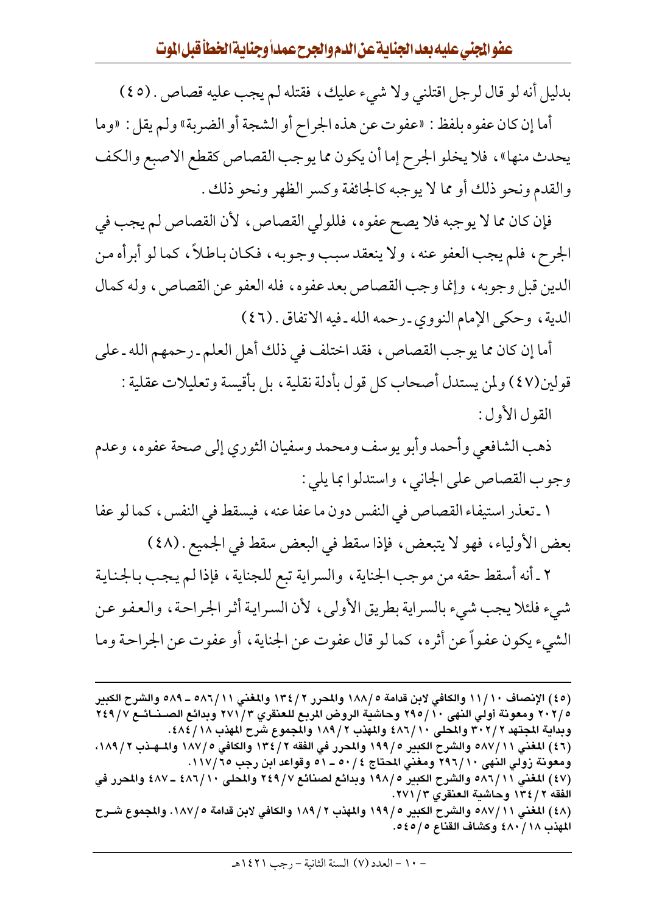بدليل أنه لو قال لرجل اقتلني ولا شيء عليك، فقتله لم يجب عليه قصاص. (٤٥)

أما إن كان عفوه بلفظ: «عفوت عن هذه الجراح أو الشجة أو الضربة» ولم يقل: «وما يحدث منها»، فلا يخلو الجرح إما أن يكون مما يوجب القصاص كقطع الاصبع والكف والقدم ونحو ذلك أو مما لا يوجبه كالجائفة وكسر الظهر ونحو ذلك.

فإن كان مما لا يوجبه فلا يصح عفوه، فللولي القصاص، لأن القصاص لم يجب في الجرح، فلم يجب العفو عنه، ولا ينعقد سبب وجوبه، فكان باطلاً، كما لو أبرأه من الدين قبل وجوبه، وإنما وجب القصاص بعد عفوه، فله العفو عن القصاص، وله كمال الدية، وحكى الإمام النووي ـ رحمه الله ـ فيه الاتفاق. (٤٦)

أما إن كان مما يوجب القصاص، فقد اختلف في ذلك أهل العلم ـ رحمهم الله ـ على قولين(٤٧) ولم يستدل أصحاب كل قول بأدلة نقلية، بل بأقيسة وتعليلات عقلية:

القول الأول:

ذهب الشافعي وأحمد وأبو يوسف ومحمد وسفيان الثوري إلى صحة عفوه، وعدم وجوب القصاص على الجاني، واستدلوا بما يلي:

١ ـ تعذر استيفاء القصاص في النفس دون ما عفا عنه، فيسقط في النفس، كما لو عفا بعض الأولياء، فهو لا يتبعض، فإذا سقط في البعض سقط في الجميع. (٤٨)

٢ ـ أنه أسقط حقه من موجب الجناية، والسراية تبع للجناية، فإذا لم يجب بالجناية شيء فلئلا يجب شيء بالسراية بطريق الأولى، لأن السراية أثر الجراحة، والعفو عن الشيء يكون عفواً عن أثره، كما لو قال عفوت عن الجناية، أو عفوت عن الجراحة وما

---

(٤٥) الإنصاف ١٠/١١ والكافي لابن قدامة ١٨٨/٥ والمحرر ١٣٤/٢ والمغني ٥٨٦/١١ ـ ٥٨٩ والشرح الكبير ٢٠٢/٥ ومعونة أولي النهى ٢٩٥/١٠ وحاشية الروض المربع للعنقري ٢٧١/٣ وبدائع الصنائع ٢٤٩/٧ وبداية المجتهد ٣٠٢/٢ والمحلى ٤٨٦/١٠ والمهذب ١٨٩/٢ والمجموع شرح المهذب ٤٨٤/١٨.

(٤٦) المغني ٥٨٧/١١ والشرح الكبير ١٩٩/٥ والمحرر في الفقه ١٣٤/٢ والكافي ١٨٧/٥ والمهذب ١٨٩/٢، ومعونة زولي النهى ٢٩٦/١٠ ومغني المحتاج ٥٠/٤ ـ ٥١ وقواعد ابن رجب ١١٧/٦٥.

(٤٧) المغني ٥٨٦/١١ والشرح الكبير ١٩٨/٥ وبدائع لصنائع ٢٤٩/٧ والمحلى ٤٨٦/١٠ ـ ٤٨٧ والمحرر في الفقه ١٣٤/٢ وحاشية العنقري ٢٧١/٣.

(٤٨) المغني ٥٨٧/١١ والشرح الكبير ١٩٩/٥ والمهذب ١٨٩/٢ والكافي لابن قدامة ١٨٧/٥. والمجموع شرح المهذب ٤٨٠/١٨ وكشاف القناع ٥٤٥/٥.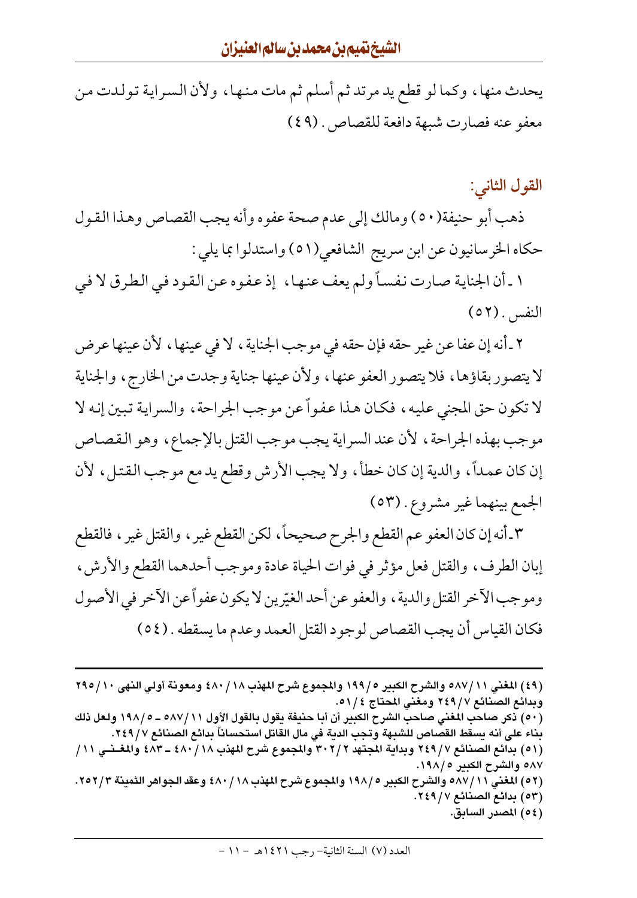يحدث منها، وكما لو قطع يد مرتد ثم أسلم ثم مات منها، ولأن السراية تولدت من معفو عنه فصارت شبهة دافعة للقصاص. (٤٩)

## القول الثاني:

ذهب أبو حنيفة(٥٠) ومالك إلى عدم صحة عفوه وأنه يجب القصاص وهذا القول حكاه الخرسانيون عن ابن سريج الشافعي(٥١) واستدلوا بما يلي:

١ ـ أن الجناية صارت نفساً ولم يعف عنها، إذ عفوه عن القود في الطرق لا في النفس. (٥٢)

٢ ـ أنه إن عفا عن غير حقه فإن حقه في موجب الجناية، لا في عينها، لأن عينها عرض لا يتصور بقاؤها، فلا يتصور العفو عنها، ولأن عينها جناية وجدت من الخارج، والجناية لا تكون حق المجني عليه، فكان هذا عفواً عن موجب الجراحة، والسراية تبين إنه لا موجب بهذه الجراحة، لأن عند السراية يجب موجب القتل بالإجماع، وهو القصاص إن كان عمداً، والدية إن كان خطأ، ولا يجب الأرش وقطع يد مع موجب القتل، لأن الجمع بينهما غير مشروع. (٥٣)

٣ ـ أنه إن كان العفو عم القطع والجرح صحيحاً، لكن القطع غير، والقتل غير، فالقطع إبان الطرف، والقتل فعل مؤثر في فوات الحياة عادة وموجب أحدهما القطع والأرش، وموجب الآخر القتل والدية، والعفو عن أحد الغيّرين لا يكون عفواً عن الآخر في الأصول فكان القياس أن يجب القصاص لوجود القتل العمد وعدم ما يسقطه. (٥٤)

---

(٤٩) المغني ١١/٥٨٧ والشرح الكبير ٥/١٩٩ والمجموع شرح المهذب ١٨/٤٨٠ ومعونة أولي النهى ١٠/٢٩٥ وبدائع الصنائع ٧/٢٤٩ ومغني المحتاج ٤/٥١.

(٥٠) ذكر صاحب المغني صاحب الشرح الكبير أن أبا حنيفة يقول بالقول الأول ١١/٥٨٧ ـ ٥/١٩٨ ولعل ذلك بناء على أنه يسقط القصاص للشبهة وتجب الدية في مال القاتل استحساناً بدائع الصنائع ٧/٢٤٩.

(٥١) بدائع الصنائع ٧/٢٤٩ وبداية المجتهد ٢/٣٠٢ والمجموع شرح المهذب ١٨/٤٨٠ ـ ٤٨٣ والمغني ١١/ ٥٨٧ والشرح الكبير ٥/١٩٨.

(٥٢) المغني ١١/٥٨٧ والشرح الكبير ٥/١٩٨ والمجموع شرح المهذب ١٨/٤٨٠ وعقد الجواهر الثمينة ٣/٢٥٢.

(٥٣) بدائع الصنائع ٧/٢٤٩.

(٥٤) المصدر السابق.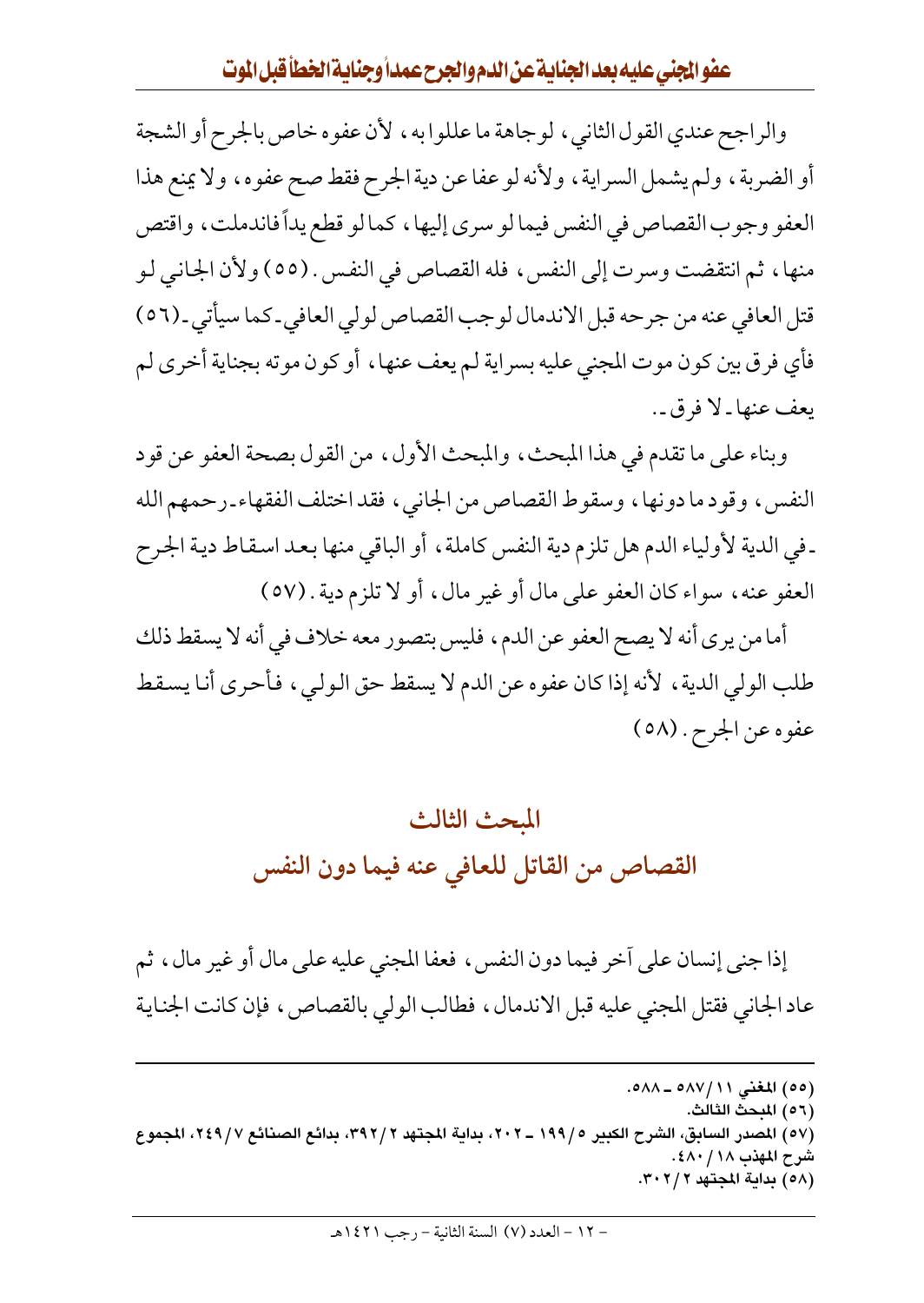والراجح عندي القول الثاني، لوجاهة ما عللوا به، لأن عفوه خاص بالجرح أو الشجة أو الضربة، ولم يشمل السراية، ولأنه لو عفا عن دية الجرح فقط صح عفوه، ولا يمنع هذا العفو وجوب القصاص في النفس فيما لو سرى إليها، كما لو قطع يداً فاندملت، واقتص منها، ثم انتقضت وسرت إلى النفس، فله القصاص في النفس. (٥٥) ولأن الجاني لو قتل العافي عنه من جرحه قبل الاندمال لوجب القصاص لولي العافي ـ كما سيأتي ـ (٥٦) فأي فرق بين كون موت المجني عليه بسراية لم يعف عنها، أو كون موته بجناية أخرى لم يعف عنها ـ لا فرق ـ.

وبناء على ما تقدم في هذا المبحث، والمبحث الأول، من القول بصحة العفو عن قود النفس، وقود ما دونها، وسقوط القصاص من الجاني، فقد اختلف الفقهاء ـ رحمهم الله ـ في الدية لأولياء الدم هل تلزم دية النفس كاملة، أو الباقي منها بعد اسقاط دية الجرح العفو عنه، سواء كان العفو على مال أو غير مال، أو لا تلزم دية. (٥٧)

أما من يرى أنه لا يصح العفو عن الدم، فليس بتصور معه خلاف في أنه لا يسقط ذلك طلب الولي الدية، لأنه إذا كان عفوه عن الدم لا يسقط حق الولي، فأحرى أنا يسقط عفوه عن الجرح. (٥٨)

## المبحث الثالث
## القصاص من القاتل للعافي عنه فيما دون النفس

إذا جنى إنسان على آخر فيما دون النفس، فعفا المجني عليه على مال أو غير مال، ثم عاد الجاني فقتل المجني عليه قبل الاندمال، فطالب الولي بالقصاص، فإن كانت الجناية

---

(٥٥) المغني ١١/٥٨٧ ـ ٥٨٨.
(٥٦) المبحث الثالث.
(٥٧) المصدر السابق، الشرح الكبير ٥/١٩٩ ـ ٢٠٢، بداية المجتهد ٢/٣٩٢، بدائع الصنائع ٧/٢٤٩، المجموع شرح المهذب ١٨/٤٨٠.
(٥٨) بداية المجتهد ٢/٣٠٢.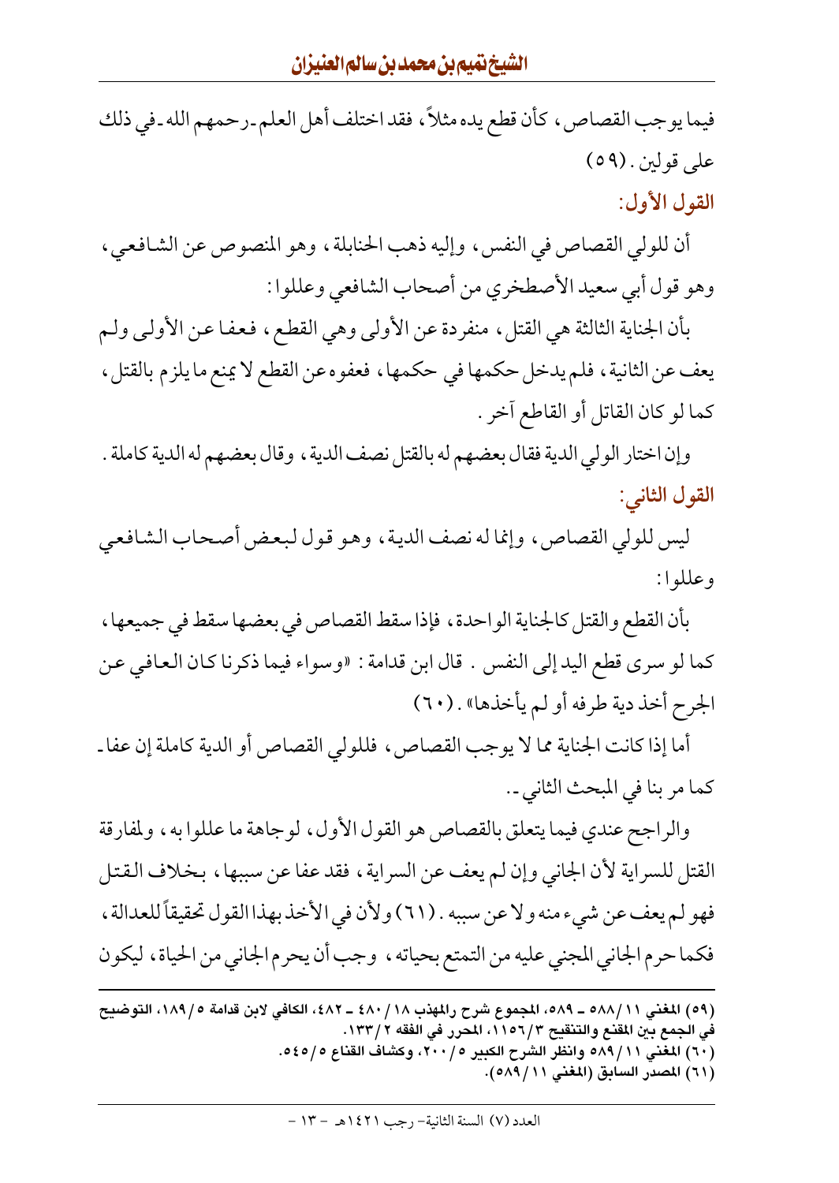فيما يوجب القصاص، كأن قطع يده مثلاً، فقد اختلف أهل العلم ـ رحمهم الله ـ في ذلك على قولين. (٥٩)

### القول الأول:

أن للولي القصاص في النفس، وإليه ذهب الحنابلة، وهو المنصوص عن الشافعي، وهو قول أبي سعيد الأصطخري من أصحاب الشافعي وعللوا:

بأن الجناية الثالثة هي القتل، منفردة عن الأولى وهي القطع، فعفا عن الأولى ولم يعف عن الثانية، فلم يدخل حكمها في حكمها، فعفوه عن القطع لا يمنع ما يلزم بالقتل، كما لو كان القاتل أو القاطع آخر.

وإن اختار الولي الدية فقال بعضهم له بالقتل نصف الدية، وقال بعضهم له الدية كاملة.

### القول الثاني:

ليس للولي القصاص، وإنما له نصف الدية، وهو قول لبعض أصحاب الشافعي وعللوا:

بأن القطع والقتل كالجناية الواحدة، فإذا سقط القصاص في بعضها سقط في جميعها، كما لو سرى قطع اليد إلى النفس. قال ابن قدامة: «وسواء فيما ذكرنا كان العافي عن الجرح أخذ دية طرفه أو لم يأخذها». (٦٠)

أما إذا كانت الجناية مما لا يوجب القصاص، فللولي القصاص أو الدية كاملة إن عفا ـ كما مر بنا في المبحث الثاني ـ.

والراجح عندي فيما يتعلق بالقصاص هو القول الأول، لوجاهة ما عللوا به، ولمفارقة القتل للسراية لأن الجاني وإن لم يعف عن السراية، فقد عفا عن سببها، بخلاف القتل فهو لم يعف عن شيء منه ولا عن سببه. (٦١) ولأن في الأخذ بهذا القول تحقيقاً للعدالة، فكما حرم الجاني المجني عليه من التمتع بحياته، وجب أن يحرم الجاني من الحياة، ليكون

---

(٥٩) المغني ١١/٥٨٨ ـ ٥٨٩، المجموع شرح المهذب ١٨/٤٨٠ ـ ٤٨٢، الكافي لابن قدامة ٥/١٨٩، التوضيح في الجمع بين المقنع والتنقيح ٣/١١٥٦، المحرر في الفقه ٢/١٣٣.

(٦٠) المغني ١١/٥٨٩ وانظر الشرح الكبير ٥/٢٠٠، وكشاف القناع ٥/٥٤٥.

(٦١) المصدر السابق (المغني ١١/٥٨٩).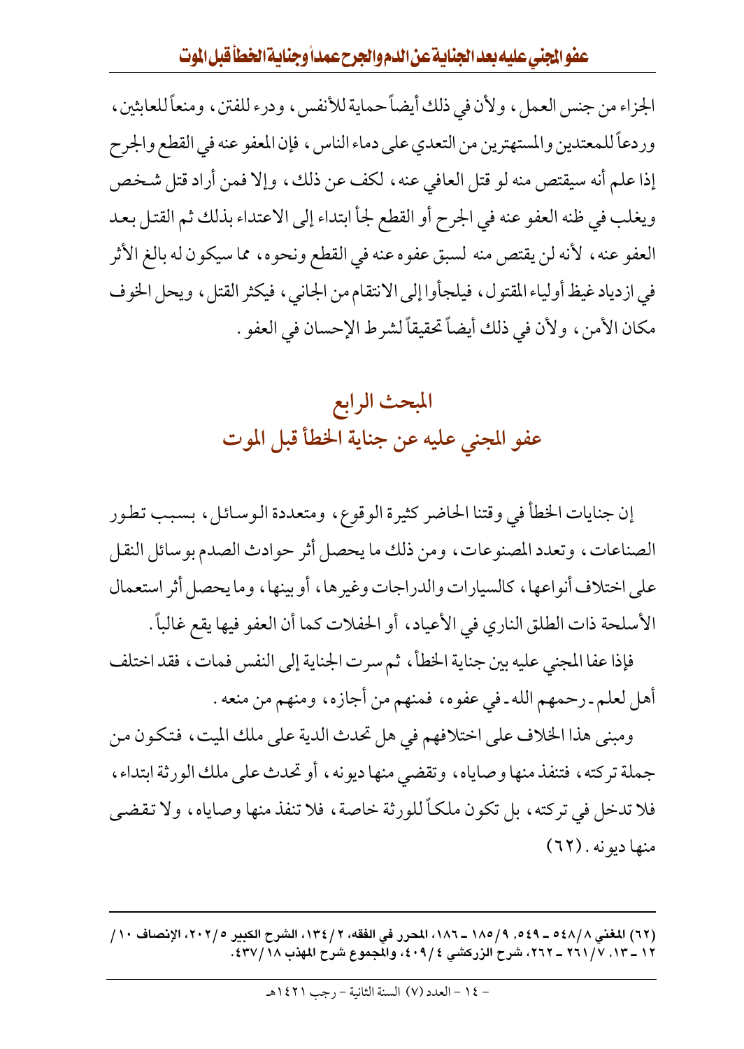الجزاء من جنس العمل، ولأن في ذلك أيضاً حماية للأنفس، ودرء للفتن، ومنعاً للعابثين، وردعاً للمعتدين والمستهترين من التعدي على دماء الناس، فإن المعفو عنه في القطع والجرح إذا علم أنه سيقتص منه لو قتل العافي عنه، لكف عن ذلك، وإلا فمن أراد قتل شخص ويغلب في ظنه العفو عنه في الجرح أو القطع لجأ ابتداء إلى الاعتداء بذلك ثم القتل بعد العفو عنه، لأنه لن يقتص منه لسبق عفوه عنه في القطع ونحوه، مما سيكون له بالغ الأثر في ازدياد غيظ أولياء المقتول، فيلجأوا إلى الانتقام من الجاني، فيكثر القتل، ويحل الخوف مكان الأمن، ولأن في ذلك أيضاً تحقيقاً لشرط الإحسان في العفو.

## المبحث الرابع
## عفو المجني عليه عن جناية الخطأ قبل الموت

إن جنايات الخطأ في وقتنا الحاضر كثيرة الوقوع، ومتعددة الوسائل، بسبب تطور الصناعات، وتعدد المصنوعات، ومن ذلك ما يحصل أثر حوادث الصدم بوسائل النقل على اختلاف أنواعها، كالسيارات والدراجات وغيرها، أو بينها، وما يحصل أثر استعمال الأسلحة ذات الطلق الناري في الأعياد، أو الحفلات كما أن العفو فيها يقع غالباً.

فإذا عفا المجني عليه بين جناية الخطأ، ثم سرت الجناية إلى النفس فمات، فقد اختلف أهل لعلم - رحمهم الله - في عفوه، فمنهم من أجازه، ومنهم من منعه.

ومبنى هذا الخلاف على اختلافهم في هل تحدث الدية على ملك الميت، فتكون من جملة تركته، فتنفذ منها وصاياه، وتقضى منها ديونه، أو تحدث على ملك الورثة ابتداء، فلا تدخل في تركته، بل تكون ملكاً للورثة خاصة، فلا تنفذ منها وصاياه، ولا تقضى منها ديونه. (٦٢)

---

(٦٢) المغني ٨/٥٤٨ - ٥٤٩، ٩/١٨٥ - ١٨٦، المحرر في الفقه، ٢/١٣٤، الشرح الكبير ٥/٢٠٢، الإنصاف ١٠/١٢ - ١٣، ٧/٢٦١ - ٢٦٢، شرح الزركشي ٤/٤٠٩، والمجموع شرح المهذب ١٨/٤٣٧.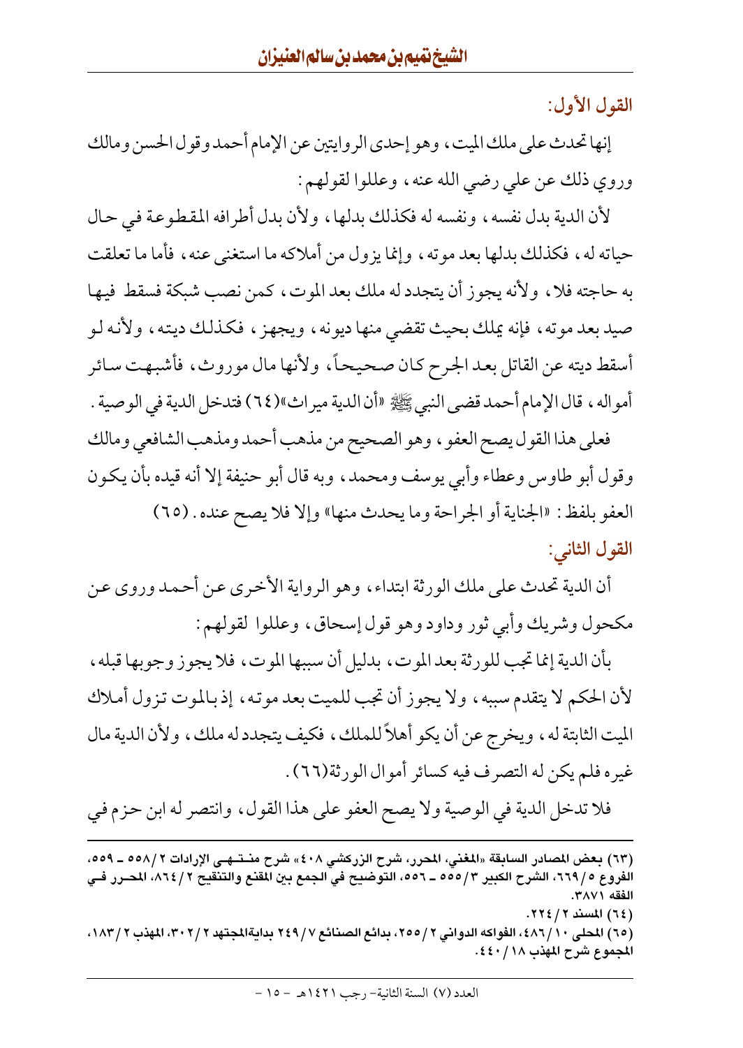### القول الأول:

إنها تحدث على ملك الميت، وهو إحدى الروايتين عن الإمام أحمد وقول الحسن ومالك وروي ذلك عن علي رضي الله عنه، وعللوا لقولهم:

لأن الدية بدل نفسه، ونفسه له فكذلك بدلها، ولأن بدل أطرافه المقطوعة في حال حياته له، فكذلك بدلها بعد موته، وإنما يزول من أملاكه ما استغنى عنه، فأما ما تعلقت به حاجته فلا، ولأنه يجوز أن يتجدد له ملك بعد الموت، كمن نصب شبكة فسقط فيها صيد بعد موته، فإنه يملك بحيث تقضي منها ديونه، ويجهز، فكذلك ديته، ولأنه لو أسقط ديته عن القاتل بعد الجرح كان صحيحاً، ولأنها مال موروث، فأشبهت سائر أمواله، قال الإمام أحمد قضى النبي ﷺ «أن الدية ميراث»(٦٤) فتدخل الدية في الوصية.

فعلى هذا القول يصح العفو، وهو الصحيح من مذهب أحمد ومذهب الشافعي ومالك وقول أبو طاوس وعطاء وأبي يوسف ومحمد، وبه قال أبو حنيفة إلا أنه قيده بأن يكون العفو بلفظ: «الجناية أو الجراحة وما يحدث منها» وإلا فلا يصح عنده. (٦٥)

### القول الثاني:

أن الدية تحدث على ملك الورثة ابتداء، وهو الرواية الأخرى عن أحمد وروى عن مكحول وشريك وأبي ثور وداود وهو قول إسحاق، وعللوا لقولهم:

بأن الدية إنما تجب للورثة بعد الموت، بدليل أن سببها الموت، فلا يجوز وجوبها قبله، لأن الحكم لا يتقدم سببه، ولا يجوز أن تجب للميت بعد موته، إذ بالموت تزول أملاك الميت الثابتة له، ويخرج عن أن يكو أهلاً للملك، فكيف يتجدد له ملك، ولأن الدية مال غيره فلم يكن له التصرف فيه كسائر أموال الورثة(٦٦).

فلا تدخل الدية في الوصية ولا يصح العفو على هذا القول، وانتصر له ابن حزم في

---

(٦٣) بعض المصادر السابقة «المغني، المحرر، شرح الزركشي ٤٠٨» شرح منتهى الإرادات ٢/٥٥٨ ـ ٥٥٩، الفروع ٥/٦٦٩، الشرح الكبير ٣/٥٥٥ ـ ٥٥٦، التوضيح في الجمع بين المقنع والتنقيح ٢/٨٦٤، المحرر في الفقه ٣٨٧١.

(٦٤) المسند ٢/٢٢٤.

(٦٥) المحلى ١٠/٤٨٦، الفواكه الدواني ٢/٢٥٥، بدائع الصنائع ٧/٢٤٩ بداية المجتهد ٢/٣٠٢، المهذب ٢/١٨٣، المجموع شرح المهذب ١٨/٤٤٠.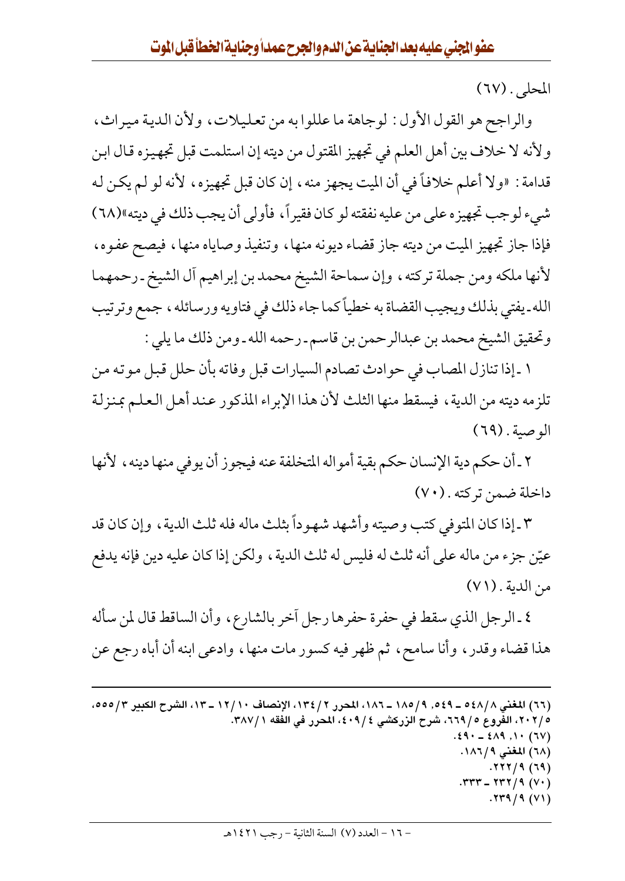المحلى. (٦٧)

والراجح هو القول الأول: لوجاهة ما عللوا به من تعليلات، ولأن الدية ميراث، ولأنه لا خلاف بين أهل العلم في تجهيز المقتول من ديته إن استلمت قبل تجهيزه قال ابن قدامة: «ولا أعلم خلافاً في أن الميت يجهز منه، إن كان قبل تجهيزه، لأنه لو لم يكن له شيء لوجب تجهيزه على من عليه نفقته لو كان فقيراً، فأولى أن يجب ذلك في ديته»(٦٨) فإذا جاز تجهيز الميت من ديته جاز قضاء ديونه منها، وتنفيذ وصاياه منها، فيصح عفوه، لأنها ملكه ومن جملة تركته، وإن سماحة الشيخ محمد بن إبراهيم آل الشيخ - رحمهما الله - يفتي بذلك ويجيب القضاة به خطياً كما جاء ذلك في فتاويه ورسائله، جمع وترتيب وتحقيق الشيخ محمد بن عبدالرحمن بن قاسم - رحمه الله - ومن ذلك ما يلي:

١ - إذا تنازل المصاب في حوادث تصادم السيارات قبل وفاته بأن حلل قبل موته من تلزمه ديته من الدية، فيسقط منها الثلث لأن هذا الإبراء المذكور عند أهل العلم بمنزلة الوصية. (٦٩)

٢ - أن حكم دية الإنسان حكم بقية أمواله المتخلفة عنه فيجوز أن يوفي منها دينه، لأنها داخلة ضمن تركته. (٧٠)

٣ - إذا كان المتوفي كتب وصيته وأشهد شهوداً بثلث ماله فله ثلث الدية، وإن كان قد عيّن جزء من ماله على أنه ثلث له فليس له ثلث الدية، ولكن إذا كان عليه دين فإنه يدفع من الدية. (٧١)

٤ - الرجل الذي سقط في حفرة حفرها رجل آخر بالشارع، وأن الساقط قال لمن سأله هذا قضاء وقدر، وأنا سامح، ثم ظهر فيه كسور مات منها، وادعى ابنه أن أباه رجع عن

---

(٦٦) المغني ٨/٥٤٨ - ٥٤٩، ٩/١٨٥ - ١٨٦، المحرر ٢/١٣٤، الإنصاف ١٠/١٢ - ١٣، الشرح الكبير ٣/٥٥٥، ٥/٢٠٢، الفروع ٥/٦٦٩، شرح الزركشي ٤/٤٠٩، المحرر في الفقه ١/٣٨٧.

(٦٧) ١٠، ٤٨٩ - ٤٩٠.

(٦٨) المغني ٩/١٨٦.

(٦٩) ٩/٢٢٢.

(٧٠) ٩/٢٣٢ - ٢٣٣.

(٧١) ٩/٢٣٩.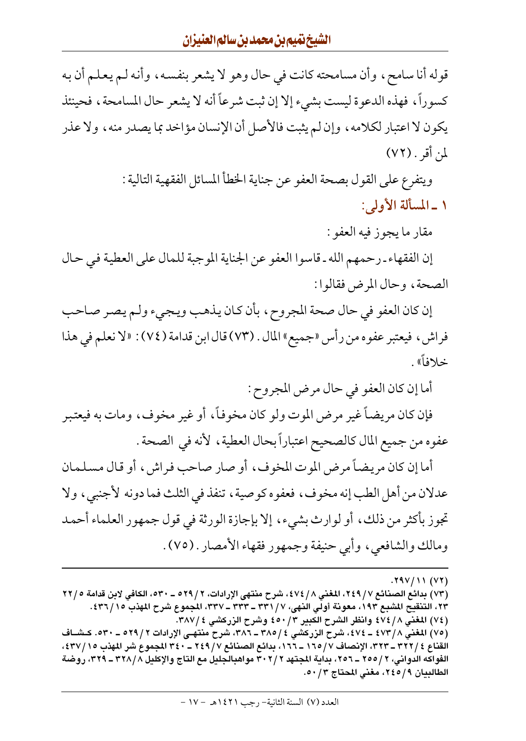قوله أنا سامح، وأن مسامحته كانت في حال وهو لا يشعر بنفسه، وأنه لم يعلم أن به كسوراً، فهذه الدعوة ليست بشيء إلا إن ثبت شرعاً أنه لا يشعر حال المسامحة، فحينئذ يكون لا اعتبار لكلامه، وإن لم يثبت فالأصل أن الإنسان مؤاخذ بما يصدر منه، ولا عذر لمن أقر. (٧٢)

ويتفرع على القول بصحة العفو عن جناية الخطأ المسائل الفقهية التالية:

### ١ ـ المسألة الأولى:

مقار ما يجوز فيه العفو:

إن الفقهاء ـ رحمهم الله ـ قاسوا العفو عن الجناية الموجبة للمال على العطية في حال الصحة، وحال المرض فقالوا:

إن كان العفو في حال صحة المجروح، بأن كان يذهب ويجيء ولم يصر صاحب فراش، فيعتبر عفوه من رأس «جميع» المال. (٧٣) قال ابن قدامة (٧٤): «لا نعلم في هذا خلافاً».

أما إن كان العفو في حال مرض المجروح:

فإن كان مريضاً غير مرض الموت ولو كان مخوفاً، أو غير مخوف، ومات به فيعتبر عفوه من جميع المال كالصحيح اعتباراً بحال العطية، لأنه في الصحة.

أما إن كان مريضاً مرض الموت المخوف، أو صار صاحب فراش، أو قال مسلمان عدلان من أهل الطب إنه مخوف، فعفوه كوصية، تنفذ في الثلث فما دونه لأجنبي، ولا تجوز بأكثر من ذلك، أو لوارث بشيء، إلا بإجازة الورثة في قول جمهور العلماء أحمد ومالك والشافعي، وأبي حنيفة وجمهور فقهاء الأمصار. (٧٥)

---

(٧٢) ١١/ ٢٩٧.

(٧٣) بدائع الصنائع ٧/ ٢٤٩، المغني ٨/ ٤٧٤، شرح منتهى الإرادات، ٢/ ٥٢٩ ـ ٥٣٠، الكافي لابن قدامة ٥/ ٢٢ ـ ٢٣، التنقيح المشبع ١٩٣، معونة أولي النهى، ٧/ ٣٣١ ـ ٣٣٣ ـ ٣٣٧، المجموع شرح المهذب ١٥/ ٤٣٦.

(٧٤) المغني ٨/ ٤٧٤ وانظر الشرح الكبير ٣/ ٤٥٠ وشرح الزركشي ٤/ ٣٨٧.

(٧٥) المغني ٨/ ٤٧٣ ـ ٤٧٤، شرح الزركشي ٤/ ٣٨٥ ـ ٣٨٦، شرح منتهى الإرادات ٢/ ٥٢٩ ـ ٥٣٠. كشاف القناع ٤/ ٣٢٢ ـ ٣٢٣، الإنصاف ٧/ ١٦٥ ـ ١٦٦، بدائع الصنائع ٧/ ٢٤٩ ـ ٣٤٠ المجموع شر المهذب ١٥/ ٤٣٧، الفواكه الدواني، ٢/ ٢٥٥ ـ ٢٥٦، بداية المجتهد ٢/ ٣٠٢ مواهبالجليل مع التاج والإكليل ٨/ ٣٢٨ ـ ٣٢٩، روضة الطالبيان ٩/ ٢٤٥، مغني المحتاج ٣/ ٥٠.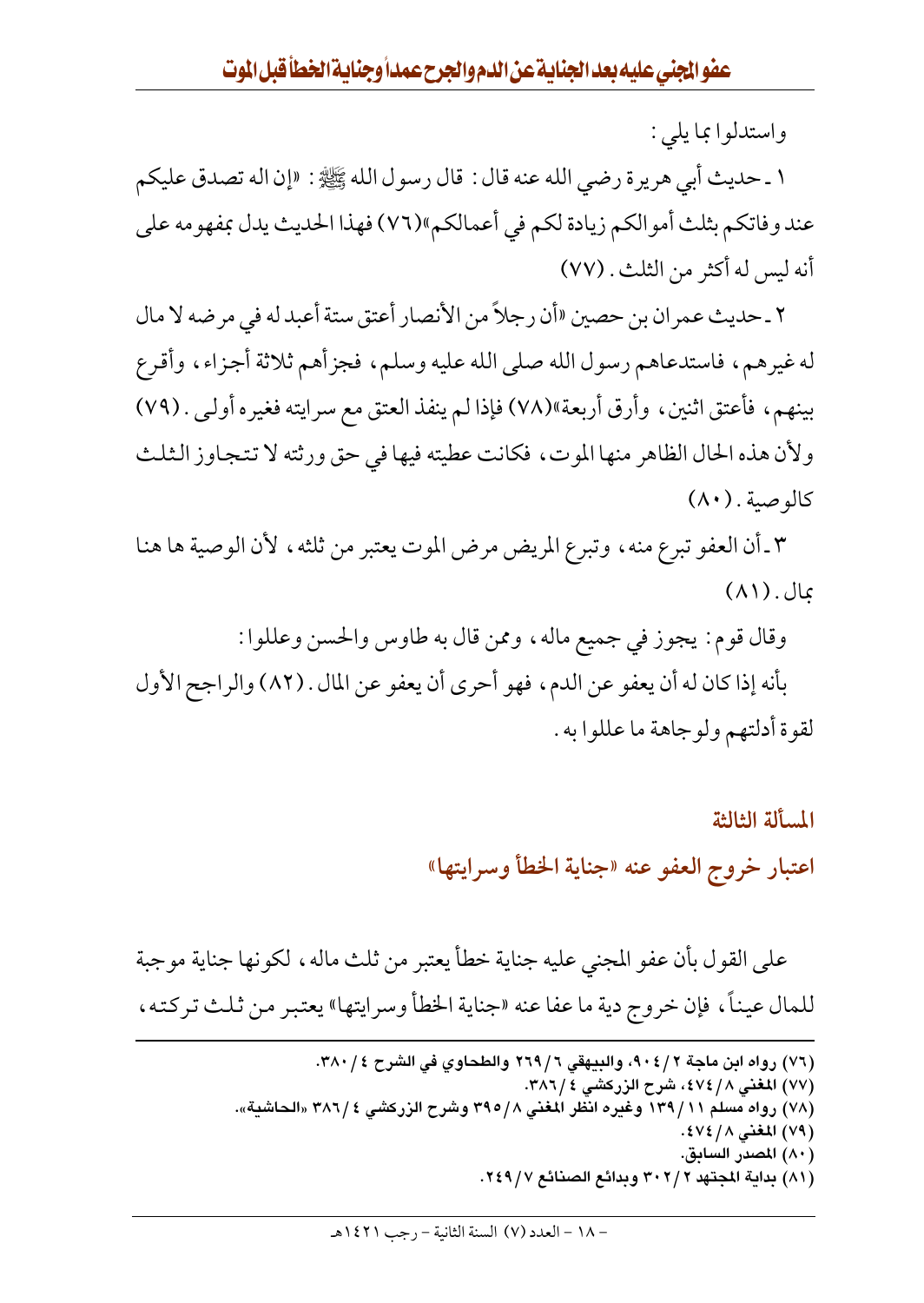واستدلوا بما يلي:

١ ـ حديث أبي هريرة رضي الله عنه قال: قال رسول الله ﷺ: «إن اله تصدق عليكم عند وفاتكم بثلث أموالكم زيادة لكم في أعمالكم»(٧٦) فهذا الحديث يدل بمفهومه على أنه ليس له أكثر من الثلث. (٧٧)

٢ ـ حديث عمران بن حصين «أن رجلاً من الأنصار أعتق ستة أعبد له في مرضه لا مال له غيرهم، فاستدعاهم رسول الله صلى الله عليه وسلم، فجزأهم ثلاثة أجزاء، وأقرع بينهم، فأعتق اثنين، وأرق أربعة»(٧٨) فإذا لم ينفذ العتق مع سرايته فغيره أولى. (٧٩) ولأن هذه الحال الظاهر منها الموت، فكانت عطيته فيها في حق ورثته لا تتجاوز الثلث كالوصية. (٨٠)

٣ ـ أن العفو تبرع منه، وتبرع المريض مرض الموت يعتبر من ثلثه، لأن الوصية ها هنا بمال. (٨١)

وقال قوم: يجوز في جميع ماله، وممن قال به طاوس والحسن وعللوا:

بأنه إذا كان له أن يعفو عن الدم، فهو أحرى أن يعفو عن المال. (٨٢) والراجح الأول لقوة أدلتهم ولوجاهة ما عللوا به.

## المسألة الثالثة

## اعتبار خروج العفو عنه «جناية الخطأ وسرايتها»

على القول بأن عفو المجني عليه جناية خطأ يعتبر من ثلث ماله، لكونها جناية موجبة للمال عيناً، فإن خروج دية ما عفا عنه «جناية الخطأ وسرايتها» يعتبر من ثلث تركته،

---

(٧٦) رواه ابن ماجة ٢/٩٠٤، والبيهقي ٦/٢٦٩ والطحاوي في الشرح ٤/٣٨٠.

(٧٧) المغني ٨/٤٧٤، شرح الزركشي ٤/٣٨٦.

(٧٨) رواه مسلم ١١/١٣٩ وغيره انظر المغني ٨/٣٩٥ وشرح الزركشي ٤/٣٨٦ «الحاشية».

(٧٩) المغني ٨/٤٧٤.

(٨٠) المصدر السابق.

(٨١) بداية المجتهد ٢/٣٠٢ وبدائع الصنائع ٧/٢٤٩.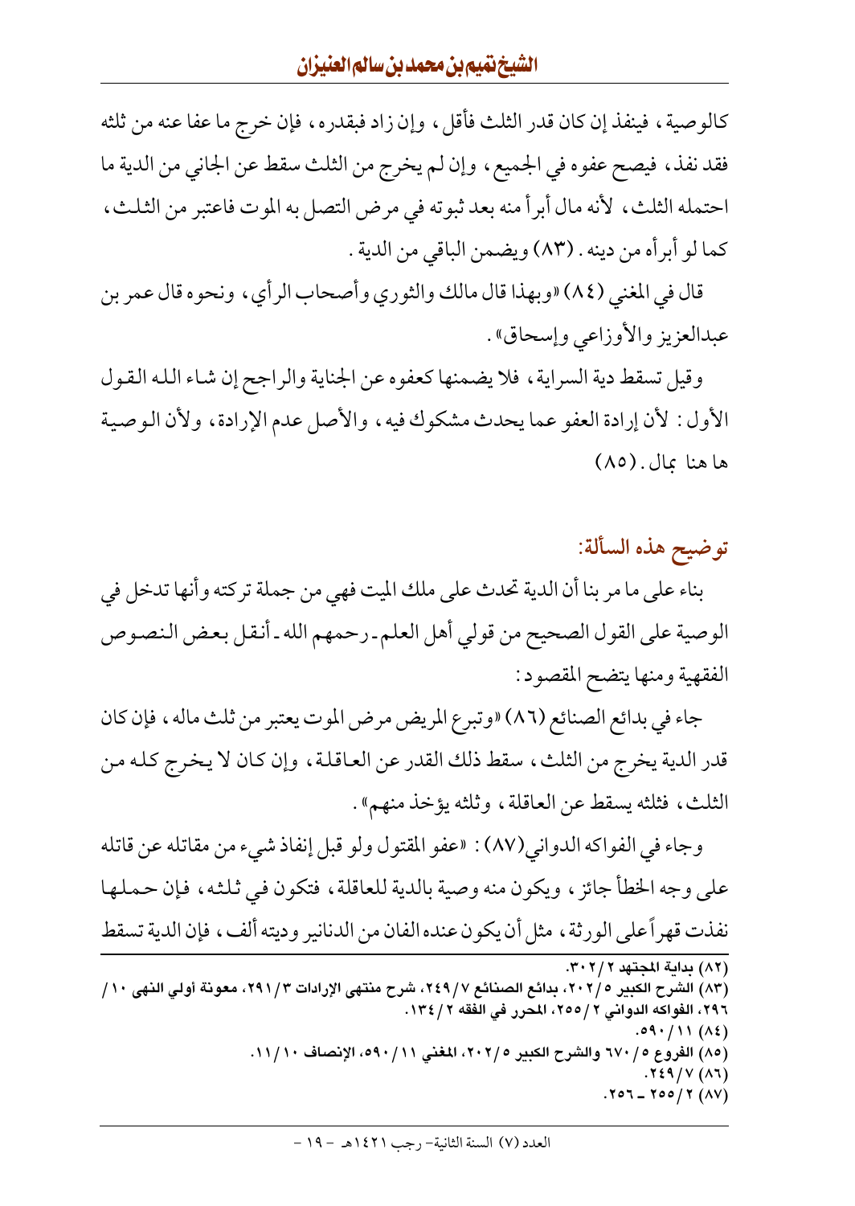كالوصية، فينفذ إن كان قدر الثلث فأقل، وإن زاد فبقدره، فإن خرج ما عفا عنه من ثلثه فقد نفذ، فيصح عفوه في الجميع، وإن لم يخرج من الثلث سقط عن الجاني من الدية ما احتمله الثلث، لأنه مال أبرأ منه بعد ثبوته في مرض التصل به الموت فاعتبر من الثلث، كما لو أبرأه من دينه. (٨٣) ويضمن الباقي من الدية.

قال في المغني (٨٤) «وبهذا قال مالك والثوري وأصحاب الرأي، ونحوه قال عمر بن عبدالعزيز والأوزاعي وإسحاق».

وقيل تسقط دية السراية، فلا يضمنها كعفوه عن الجناية والراجح إن شاء الله القول الأول: لأن إرادة العفو عما يحدث مشكوك فيه، والأصل عدم الإرادة، ولأن الوصية ها هنا بمال. (٨٥)

## توضيح هذه السألة:

بناء على ما مر بنا أن الدية تحدث على ملك الميت فهي من جملة تركته وأنها تدخل في الوصية على القول الصحيح من قولي أهل العلم ـ رحمهم الله ـ أنقل بعض النصوص الفقهية ومنها يتضح المقصود:

جاء في بدائع الصنائع (٨٦) «وتبرع المريض مرض الموت يعتبر من ثلث ماله، فإن كان قدر الدية يخرج من الثلث، سقط ذلك القدر عن العاقلة، وإن كان لا يخرج كله من الثلث، فثلثه يسقط عن العاقلة، وثلثه يؤخذ منهم».

وجاء في الفواكه الدواني(٨٧): «عفو المقتول ولو قبل إنفاذ شيء من مقاتله عن قاتله على وجه الخطأ جائز، ويكون منه وصية بالدية للعاقلة، فتكون في ثلثه، فإن حملها نفذت قهراً على الورثة، مثل أن يكون عنده الفان من الدنانير وديته ألف، فإن الدية تسقط

---

(٨٢) بداية المجتهد ٢/ ٣٠٢.
(٨٣) الشرح الكبير ٥/ ٢٠٢، بدائع الصنائع ٧/ ٢٤٩، شرح منتهى الإرادات ٣/ ٢٩١، معونة أولي النهى ١٠/ ٢٩٦، الفواكه الدواني ٢/ ٢٥٥، المحرر في الفقه ٢/ ١٣٤.
(٨٤) ١١/ ٥٩٠.
(٨٥) الفروع ٥/ ٦٧٠ والشرح الكبير ٥/ ٢٠٢، المغني ١١/ ٥٩٠، الإنصاف ١٠/ ١١.
(٨٦) ٧/ ٢٤٩.
(٨٧) ٢/ ٢٥٥ ـ ٢٥٦.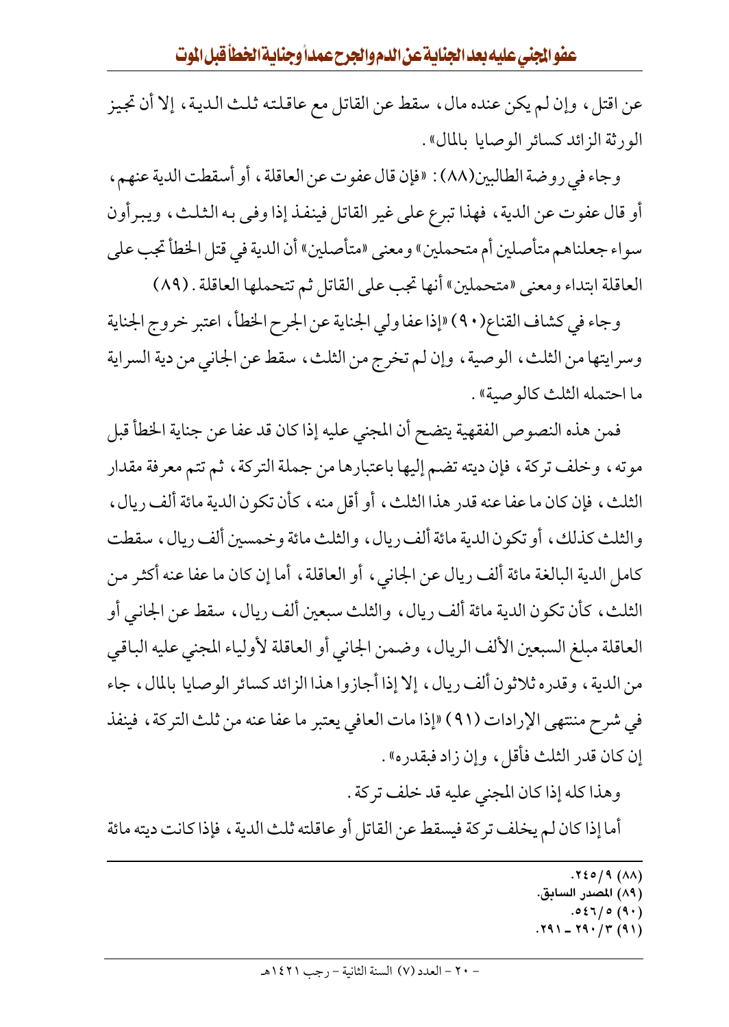عن اقتل، وإن لم يكن عنده مال، سقط عن القاتل مع عاقلته ثلث الدية، إلا أن تجيز الورثة الزائد كسائر الوصايا بالمال».

وجاء في روضة الطالبين(٨٨): «فإن قال عفوت عن العاقلة، أو أسقطت الدية عنهم، أو قال عفوت عن الدية، فهذا تبرع على غير القاتل فينفذ إذا وفى به الثلث، ويبرأون سواء جعلناهم متأصلين أم متحملين» ومعنى «متأصلين» أن الدية في قتل الخطأ تجب على العاقلة ابتداء ومعنى «متحملين» أنها تجب على القاتل ثم تتحملها العاقلة. (٨٩)

وجاء في كشاف القناع(٩٠) «إذا عفا ولي الجناية عن الجرح الخطأ، اعتبر خروج الجناية وسرايتها من الثلث، الوصية، وإن لم تخرج من الثلث، سقط عن الجاني من دية السراية ما احتمله الثلث كالوصية».

فمن هذه النصوص الفقهية يتضح أن المجني عليه إذا كان قد عفا عن جناية الخطأ قبل موته، وخلف تركة، فإن ديته تضم إليها باعتبارها من جملة التركة، ثم تتم معرفة مقدار الثلث، فإن كان ما عفا عنه قدر هذا الثلث، أو أقل منه، كأن تكون الدية مائة ألف ريال، والثلث كذلك، أو تكون الدية مائة ألف ريال، والثلث مائة وخمسين ألف ريال، سقطت كامل الدية البالغة مائة ألف ريال عن الجاني، أو العاقلة، أما إن كان ما عفا عنه أكثر من الثلث، كأن تكون الدية مائة ألف ريال، والثلث سبعين ألف ريال، سقط عن الجاني أو العاقلة مبلغ السبعين الألف الريال، وضمن الجاني أو العاقلة لأولياء المجني عليه الباقي من الدية، وقدره ثلاثون ألف ريال، إلا إذا أجازوا هذا الزائد كسائر الوصايا بالمال، جاء في شرح منتهى الإرادات (٩١) «إذا مات العافي يعتبر ما عفا عنه من ثلث التركة، فينفذ إن كان قدر الثلث فأقل، وإن زاد فبقدره».

وهذا كله إذا كان المجني عليه قد خلف تركة.

أما إذا كان لم يخلف تركة فيسقط عن القاتل أو عاقلته ثلث الدية، فإذا كانت ديته مائة

---

(٨٨) ٩/٢٤٥.
(٨٩) المصدر السابق.
(٩٠) ٥/٥٤٦.
(٩١) ٣/٢٩٠ - ٢٩١.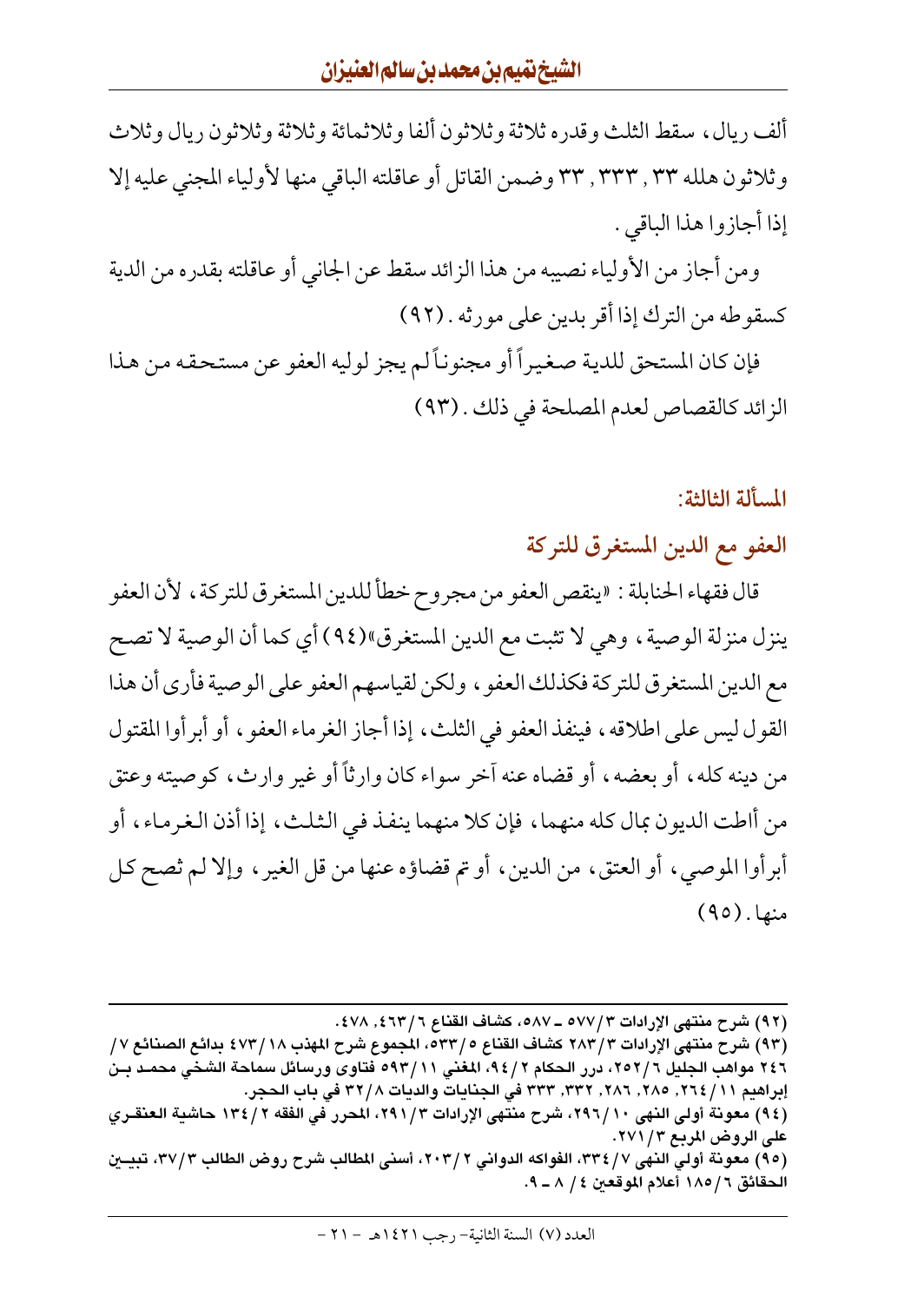ألف ريال، سقط الثلث وقدره ثلاثة وثلاثون ألفا وثلاثمائة وثلاثة وثلاثون ريال وثلاث وثلاثون هلله ٣٣ , ٣٣٣ , ٣٣ وضمن القاتل أو عاقلته الباقي منها لأولياء المجني عليه إلا إذا أجازوا هذا الباقي .

ومن أجاز من الأولياء نصيبه من هذا الزائد سقط عن الجاني أو عاقلته بقدره من الدية كسقوطه من الترك إذا أقر بدين على مورثه . (٩٢)

فإن كان المستحق للدية صغيراً أو مجنوناً لم يجز لوليه العفو عن مستحقه من هذا الزائد كالقصاص لعدم المصلحة في ذلك . (٩٣)

### المسألة الثالثة:

### العفو مع الدين المستغرق للتركة

قال فقهاء الحنابلة : «ينقص العفو من مجروح خطأ للدين المستغرق للتركة، لأن العفو ينزل منزلة الوصية، وهي لا تثبت مع الدين المستغرق»(٩٤) أي كما أن الوصية لا تصح مع الدين المستغرق للتركة فكذلك العفو، ولكن لقياسهم العفو على الوصية فأرى أن هذا القول ليس على اطلاقه، فينفذ العفو في الثلث، إذا أجاز الغرماء العفو، أو أبرأوا المقتول من دينه كله، أو بعضه، أو قضاه عنه آخر سواء كان وارثاً أو غير وارث، كوصيته وعتق من أاطت الديون بمال كله منهما، فإن كلا منهما ينفذ في الثلث، إذا أذن الغرماء، أو أبرأوا الموصي، أو العتق، من الدين، أو تم قضاؤه عنها من قل الغير، وإلا لم تصح كل منها . (٩٥)

---

(٩٢) شرح منتهى الإرادات ٣/٥٧٧ ـ ٥٨٧، كشاف القناع ٦/٤٦٣, ٤٧٨.

(٩٣) شرح منتهى الإرادات ٣/٢٨٣ كشاف القناع ٥/٥٣٣، المجموع شرح المهذب ١٨/٤٧٣ بدائع الصنائع ٧/٢٤٦ مواهب الجليل ٦/٢٥٢، درر الحكام ٢/٩٤، المغني ١١/٥٩٣ فتاوى ورسائل سماحة الشخي محمد بن إبراهيم ١١/٢٦٤, ٢٨٥, ٢٨٦, ٣٣٢, ٣٣٣ في الجنايات والديات ٨/٣٢ في باب الحجر.

(٩٤) معونة أولي النهى ١٠/٢٩٦، شرح منتهى الإرادات ٣/٢٩١، المحرر في الفقه ٢/١٣٤ حاشية العنقري على الروض المربع ٣/٢٧١.

(٩٥) معونة أولي النهى ٧/٣٣٤، الفواكه الدواني ٢/٢٠٣، أسنى المطالب شرح روض الطالب ٣/٣٧، تبيين الحقائق ٦/١٨٥ أعلام الموقعين ٤/ ٨ ـ ٩.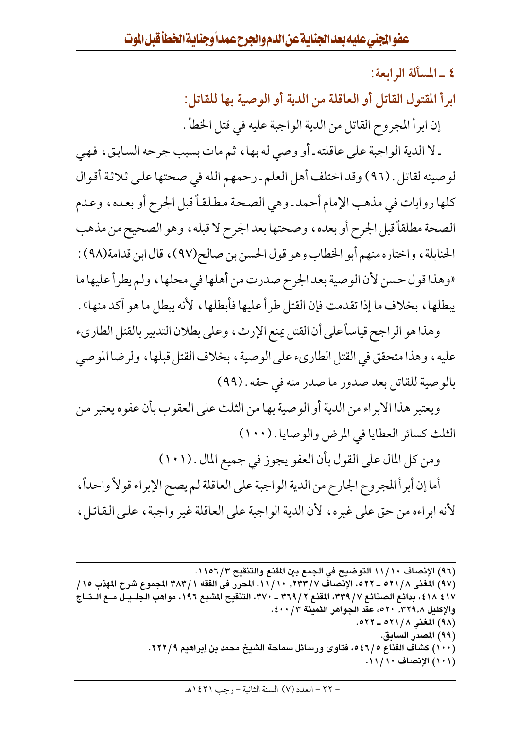### ٤ ـ المسألة الرابعة:

### ابرأ المقتول القاتل أو العاقلة من الدية أو الوصية بها للقاتل:

إن ابرأ المجروح القاتل من الدية الواجبة عليه في قتل الخطأ .

ـ لا الدية الواجبة على عاقلته ـ أو وصي له بها، ثم مات بسبب جرحه السابق، فهي لوصيته لقاتل. (٩٦) وقد اختلف أهل العلم ـ رحمهم الله في صحتها على ثلاثة أقوال كلها روايات في مذهب الإمام أحمد ـ وهي الصحة مطلقاً قبل الجرح أو بعده، وعدم الصحة مطلقاً قبل الجرح أو بعده، وصحتها بعد الجرح لا قبله، وهو الصحيح من مذهب الحنابلة، واختاره منهم أبو الخطاب وهو قول الحسن بن صالح(٩٧)، قال ابن قدامة(٩٨): «وهذا قول حسن لأن الوصية بعد الجرح صدرت من أهلها في محلها، ولم يطرأ عليها ما يبطلها، بخلاف ما إذا تقدمت فإن القتل طرأ عليها فأبطلها، لأنه يبطل ما هو آكد منها».

وهذا هو الراجح قياساً على أن القتل يمنع الإرث، وعلى بطلان التدبير بالقتل الطارىء عليه، وهذا متحقق في القتل الطارىء على الوصية، بخلاف القتل قبلها، ولرضا الموصي بالوصية للقاتل بعد صدور ما صدر منه في حقه. (٩٩)

ويعتبر هذا الابراء من الدية أو الوصية بها من الثلث على العقوب بأن عفوه يعتبر من الثلث كسائر العطايا في المرض والوصايا. (١٠٠)

ومن كل المال على القول بأن العفو يجوز في جميع المال. (١٠١)

أما إن أبرأ المجروح الجارح من الدية الواجبة على العاقلة لم يصح الإبراء قولاً واحداً، لأنه ابراءه من حق على غيره، لأن الدية الواجبة على العاقلة غير واجبة، على القاتل،

---

(٩٦) الإنصاف ١٠/١١ التوضيح في الجمع بين المقنع والتنقيح ١١٥٦/٣.

(٩٧) المغني ٥٢١/٨ ـ ٥٢٢، الإنصاف ٢٣٣/٧، ١١/١٠، المحرر في الفقه ٣٨٣/١ المجموع شرح المهذب ١٥/ ٤١٧ ٤١٨، بدائع الصنائع ٣٣٩/٧، المقنع ٣٦٩/٢ ـ ٣٧٠، التنقيح المشبع ١٩٦، مواهب الجليل مع التاج والإكليل ٣٢٩،٨، ٥٢٠، عقد الجواهر الثمينة ٤٠٠/٣.

(٩٨) المغني ٥٢١/٨ ـ ٥٢٢.

(٩٩) المصدر السابق.

(١٠٠) كشاف القناع ٥٤٦/٥، فتاوى ورسائل سماحة الشيخ محمد بن إبراهيم ٢٢٢/٩.

(١٠١) الإنصاف ١١/١٠.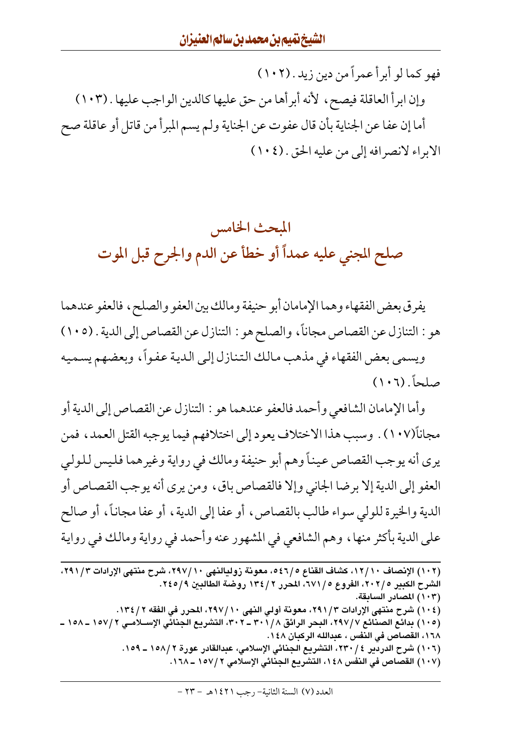فهو كما لو أبرأ عمراً من دين زيد. (١٠٢)

وإن ابرأ العاقلة فيصح، لأنه أبرأها من حق عليها كالدين الواجب عليها. (١٠٣)

أما إن عفا عن الجناية بأن قال عفوت عن الجناية ولم يسم المبرأ من قاتل أو عاقلة صح الابراء لانصرافه إلى من عليه الحق. (١٠٤)

## المبحث الخامس
## صلح المجني عليه عمداً أو خطأ عن الدم والجرح قبل الموت

يفرق بعض الفقهاء وهما الإمامان أبو حنيفة ومالك بين العفو والصلح، فالعفو عندهما هو: التنازل عن القصاص مجاناً، والصلح هو: التنازل عن القصاص إلى الدية. (١٠٥)

ويسمى بعض الفقهاء في مذهب مالك التنازل إلى الدية عفواً، وبعضهم يسميه صلحاً. (١٠٦)

وأما الإمامان الشافعي وأحمد فالعفو عندهما هو: التنازل عن القصاص إلى الدية أو مجاناً(١٠٧). وسبب هذا الاختلاف يعود إلى اختلافهم فيما يوجبه القتل العمد، فمن يرى أنه يوجب القصاص عيناً وهم أبو حنيفة ومالك في رواية وغيرهما فليس للولي العفو إلى الدية إلا برضا الجاني وإلا فالقصاص باق، ومن يرى أنه يوجب القصاص أو الدية والخيرة للولي سواء طالب بالقصاص، أو عفا إلى الدية، أو عفا مجاناً، أو صالح على الدية بأكثر منها، وهم الشافعي في المشهور عنه وأحمد في رواية ومالك في رواية

---

(١٠٢) الإنصاف ١٠/١٢، كشاف القناع ٥/٥٤٦، معونة زوليالنهى ١٠/٢٩٧، شرح منتهى الإرادات ٣/٢٩١، الشرح الكبير ٥/٢٠٢، الفروع ٥/٦٧١، المحرر ٢/١٣٤ روضة الطالبين ٩/٢٤٥.

(١٠٣) المصادر السابقة.

(١٠٤) شرح منتهى الإرادات ٣/٢٩١، معونة أولي النهى ١٠/٢٩٧، المحرر في الفقه ٢/١٣٤.

(١٠٥) بدائع الصنائع ٧/٢٩٧، البحر الرائق ٨/٣٠١ ـ ٣٠٢، التشريع الجنائي الإسلامي ٢/١٥٧ ـ ١٥٨ ـ ١٦٨، القصاص في النفس، عبدالله الركبان ١٤٨.

(١٠٦) شرح الدردير ٤/٢٣٠، التشريع الجنائي الإسلامي، عبدالقادر عورة ٢/١٥٨ ـ ١٥٩.

(١٠٧) القصاص في النفس ١٤٨، التشريع الجنائي الإسلامي ٢/١٥٧ ـ ١٦٨.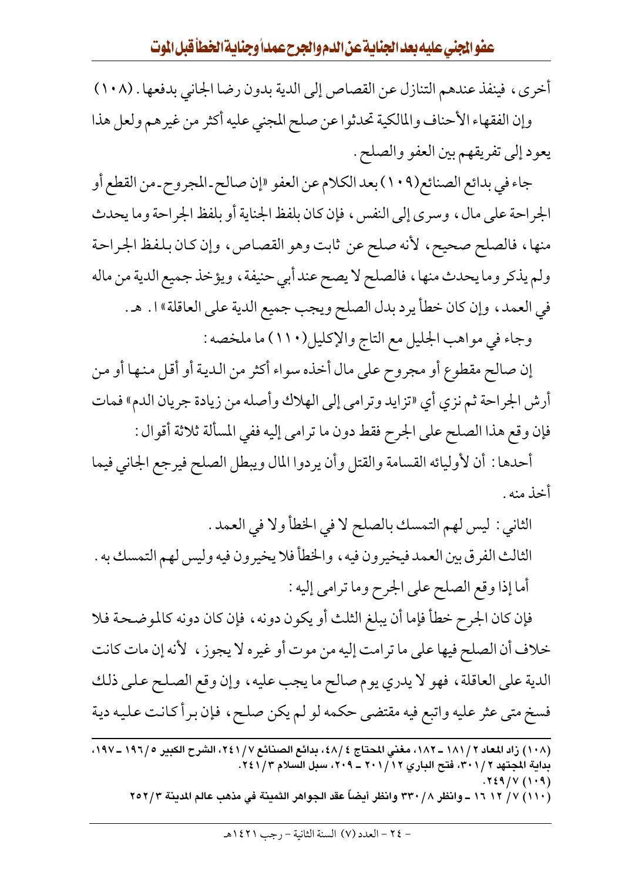أخرى، فينفذ عندهم التنازل عن القصاص إلى الدية بدون رضا الجاني بدفعها. (١٠٨)

وإن الفقهاء الأحناف والمالكية تحدثوا عن صلح المجني عليه أكثر من غيرهم ولعل هذا يعود إلى تفريقهم بين العفو والصلح.

جاء في بدائع الصنائع(١٠٩) بعد الكلام عن العفو «إن صالح - المجروح - من القطع أو الجراحة على مال، وسرى إلى النفس، فإن كان بلفظ الجناية أو بلفظ الجراحة وما يحدث منها، فالصلح صحيح، لأنه صلح عن ثابت وهو القصاص، وإن كان بلفظ الجراحة ولم يذكر وما يحدث منها، فالصلح لا يصح عند أبي حنيفة، ويؤخذ جميع الدية من ماله في العمد، وإن كان خطأ يرد بدل الصلح ويجب جميع الدية على العاقلة» ا. هـ.

وجاء في مواهب الجليل مع التاج والإكليل(١١٠) ما ملخصه:

إن صالح مقطوع أو مجروح على مال أخذه سواء أكثر من الدية أو أقل منها أو من أرش الجراحة ثم نزي أي «تزايد وترامى إلى الهلاك وأصله من زيادة جريان الدم» فمات فإن وقع هذا الصلح على الجرح فقط دون ما ترامى إليه ففي المسألة ثلاثة أقوال:

أحدها: أن لأوليائه القسامة والقتل وأن يردوا المال ويبطل الصلح فيرجع الجاني فيما أخذ منه.

الثاني: ليس لهم التمسك بالصلح لا في الخطأ ولا في العمد.

الثالث الفرق بين العمد فيخيرون فيه، والخطأ فلا يخيرون فيه وليس لهم التمسك به.

أما إذا وقع الصلح على الجرح وما ترامى إليه:

فإن كان الجرح خطأ فإما أن يبلغ الثلث أو يكون دونه، فإن كان دونه كالموضحة فلا خلاف أن الصلح فيها على ما ترامت إليه من موت أو غيره لا يجوز، لأنه إن مات كانت الدية على العاقلة، فهو لا يدري يوم صالح ما يجب عليه، وإن وقع الصلح على ذلك فسخ متى عثر عليه واتبع فيه مقتضى حكمه لو لم يكن صلح، فإن برأ كانت عليه دية

---

(١٠٨) زاد المعاد ٢/ ١٨١ - ١٨٢، مغني المحتاج ٤/ ٤٨، بدائع الصنائع ٧/ ٢٤١، الشرح الكبير ٥/ ١٩٦ - ١٩٧، بداية المجتهد ٢/ ٣٠١، فتح الباري ١٢/ ٢٠١ - ٢٠٩، سبل السلام ٣/ ٢٤١.

(١٠٩) ٧/ ٢٤٩.

(١١٠) ٧/ ١٢ ١٦ - وانظر ٨/ ٣٣٠ وانظر أيضاً عقد الجواهر الثمينة في مذهب عالم المدينة ٣/ ٢٥٢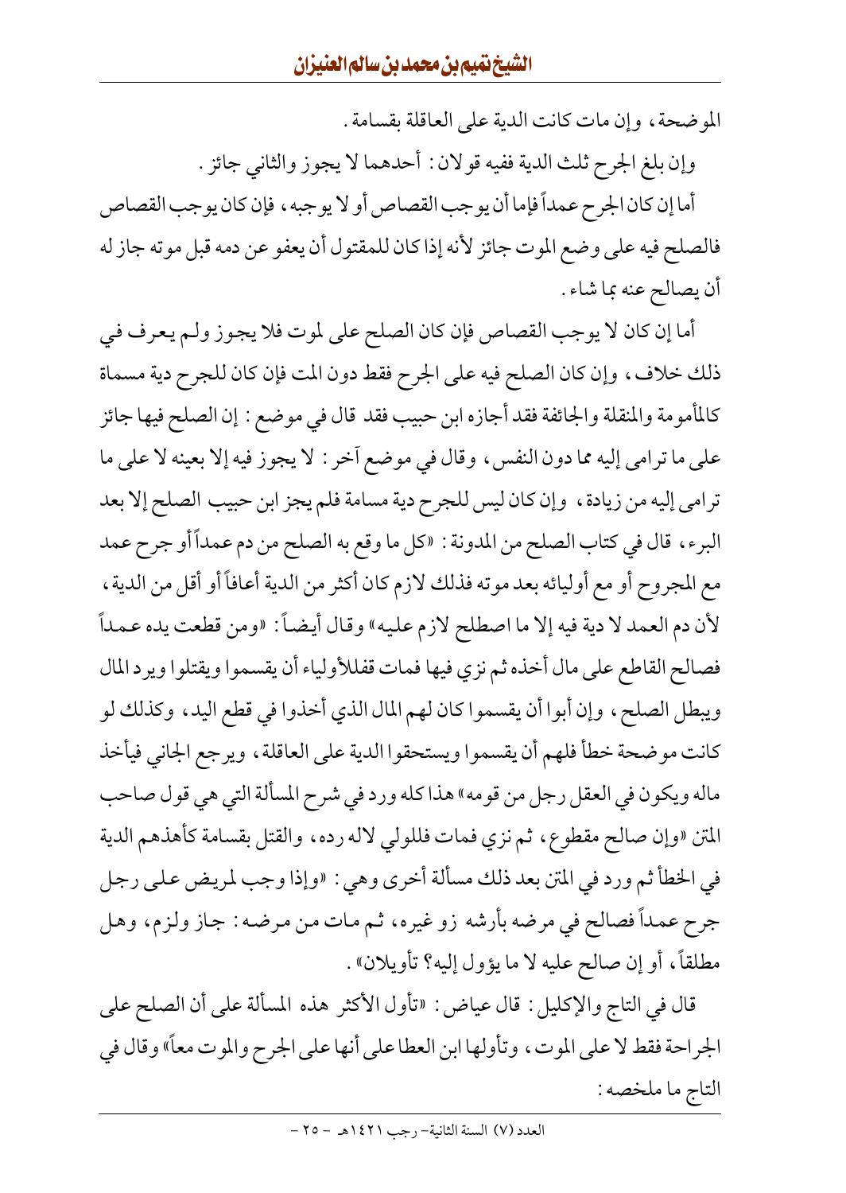الموضحة، وإن مات كانت الدية على العاقلة بقسامة.

وإن بلغ الجرح ثلث الدية ففيه قولان: أحدهما لا يجوز والثاني جائز.

أما إن كان الجرح عمداً فإما أن يوجب القصاص أو لا يوجبه، فإن كان يوجب القصاص فالصلح فيه على وضع الموت جائز لأنه إذا كان للمقتول أن يعفو عن دمه قبل موته جاز له أن يصالح عنه بما شاء.

أما إن كان لا يوجب القصاص فإن كان الصلح على لموت فلا يجوز ولم يعرف في ذلك خلاف، وإن كان الصلح فيه على الجرح فقط دون المت فإن كان للجرح دية مسماة كالمأمومة والمنقلة والجائفة فقد أجازه ابن حبيب فقد قال في موضع: إن الصلح فيها جائز على ما ترامى إليه مما دون النفس، وقال في موضع آخر: لا يجوز فيه إلا بعينه لا على ما ترامى إليه من زيادة، وإن كان ليس للجرح دية مسامة فلم يجز ابن حبيب الصلح إلا بعد البرء، قال في كتاب الصلح من المدونة: «كل ما وقع به الصلح من دم عمداً أو جرح عمد مع المجروح أو مع أوليائه بعد موته فذلك لازم كان أكثر من الدية أعافاً أو أقل من الدية، لأن دم العمد لا دية فيه إلا ما اصطلح لازم عليه» وقال أيضاً: «ومن قطعت يده عمداً فصالح القاطع على مال أخذه ثم نزي فيها فمات ففللأولياء أن يقسموا ويقتلوا ويرد المال ويبطل الصلح، وإن أبوا أن يقسموا كان لهم المال الذي أخذوا في قطع اليد، وكذلك لو كانت موضحة خطأ فلهم أن يقسموا ويستحقوا الدية على العاقلة، ويرجع الجاني فيأخذ ماله ويكون في العقل رجل من قومه» هذا كله ورد في شرح المسألة التي هي قول صاحب المتن «وإن صالح مقطوع، ثم نزي فمات فللولي لاله رده، والقتل بقسامة كأهذهم الدية في الخطأ ثم ورد في المتن بعد ذلك مسألة أخرى وهي: «وإذا وجب لمريض على رجل جرح عمداً فصالح في مرضه بأرشه زو غيره، ثم مات من مرضه: جاز ولزم، وهل مطلقاً، أو إن صالح عليه لا ما يؤول إليه؟ تأويلان».

قال في التاج والإكليل: قال عياض: «تأول الأكثر هذه المسألة على أن الصلح على الجراحة فقط لا على الموت، وتأولها ابن العطا على أنها على الجرح والموت معاً» وقال في التاج ما ملخصه: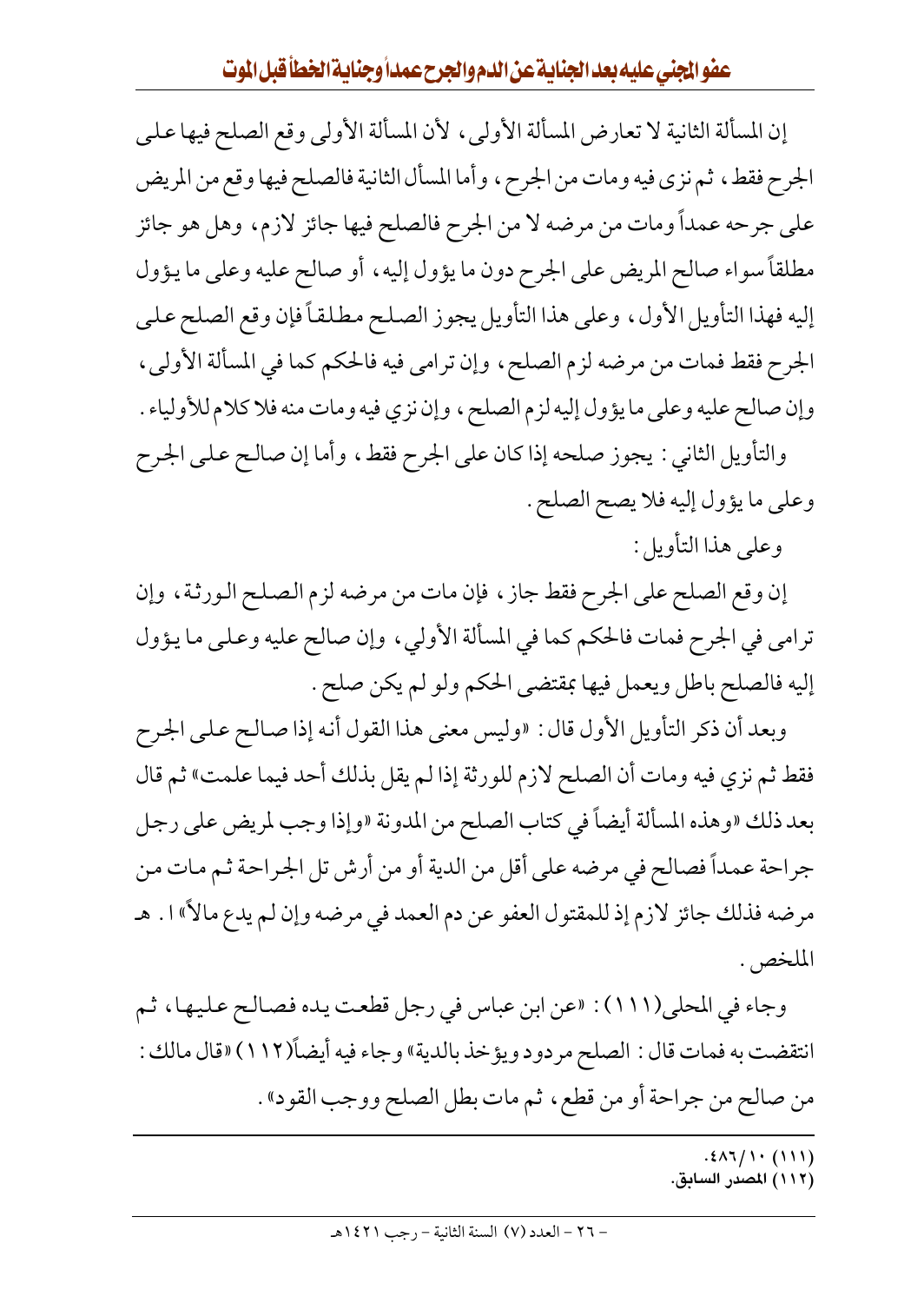إن المسألة الثانية لا تعارض المسألة الأولى، لأن المسألة الأولى وقع الصلح فيها على الجرح فقط، ثم نزى فيه ومات من الجرح، وأما المسأل الثانية فالصلح فيها وقع من المريض على جرحه عمداً ومات من مرضه لا من الجرح فالصلح فيها جائز لازم، وهل هو جائز مطلقاً سواء صالح المريض على الجرح دون ما يؤول إليه، أو صالح عليه وعلى ما يؤول إليه فهذا التأويل الأول، وعلى هذا التأويل يجوز الصلح مطلقاً فإن وقع الصلح على الجرح فقط فمات من مرضه لزم الصلح، وإن ترامى فيه فالحكم كما في المسألة الأولى، وإن صالح عليه وعلى ما يؤول إليه لزم الصلح، وإن نزي فيه ومات منه فلا كلام للأولياء.

والتأويل الثاني: يجوز صلحه إذا كان على الجرح فقط، وأما إن صالح على الجرح وعلى ما يؤول إليه فلا يصح الصلح.

وعلى هذا التأويل:

إن وقع الصلح على الجرح فقط جاز، فإن مات من مرضه لزم الصلح الورثة، وإن ترامى في الجرح فمات فالحكم كما في المسألة الأولي، وإن صالح عليه وعلى ما يؤول إليه فالصلح باطل ويعمل فيها بمقتضى الحكم ولو لم يكن صلح.

وبعد أن ذكر التأويل الأول قال: «وليس معنى هذا القول أنه إذا صالح على الجرح فقط ثم نزي فيه ومات أن الصلح لازم للورثة إذا لم يقل بذلك أحد فيما علمت» ثم قال بعد ذلك «وهذه المسألة أيضاً في كتاب الصلح من المدونة «وإذا وجب لمريض على رجل جراحة عمداً فصالح في مرضه على أقل من الدية أو من أرش تل الجراحة ثم مات من مرضه فذلك جائز لازم إذ للمقتول العفو عن دم العمد في مرضه وإن لم يدع مالاً» ا. هـ الملخص.

وجاء في المحلى(١١١): «عن ابن عباس في رجل قطعت يده فصالح عليها، ثم انتقضت به فمات قال: الصلح مردود ويؤخذ بالدية» وجاء فيه أيضاً(١١٢) «قال مالك: من صالح من جراحة أو من قطع، ثم مات بطل الصلح ووجب القود».

---

(١١١) ١٠/٤٨٦.

(١١٢) المصدر السابق.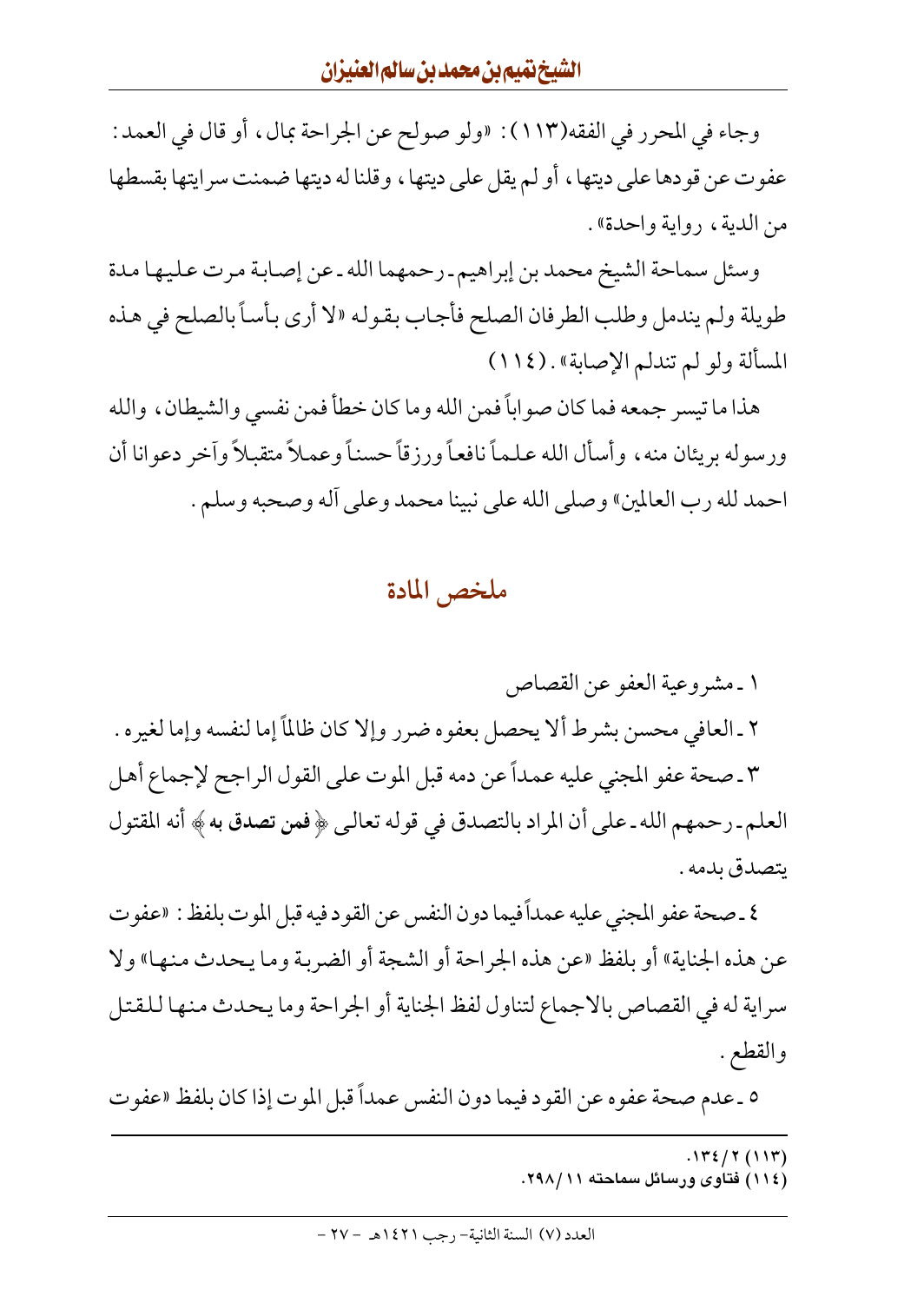وجاء في المحرر في الفقه(١١٣): «ولو صولح عن الجراحة بمال، أو قال في العمد: عفوت عن قودها على ديتها، أو لم يقل على ديتها، وقلنا له ديتها ضمنت سرايتها بقسطها من الدية، رواية واحدة».

وسئل سماحة الشيخ محمد بن إبراهيم ـ رحمهما الله ـ عن إصابة مرت عليها مدة طويلة ولم يندمل وطلب الطرفان الصلح فأجاب بقوله «لا أرى بأساً بالصلح في هذه المسألة ولو لم تندلم الإصابة». (١١٤)

هذا ما تيسر جمعه فما كان صواباً فمن الله وما كان خطأ فمن نفسي والشيطان، والله ورسوله بريئان منه، وأسأل الله علماً نافعاً ورزقاً حسناً وعملاً متقبلاً وآخر دعوانا أن احمد لله رب العالمين» وصلى الله على نبينا محمد وعلى آله وصحبه وسلم.

## ملخص المادة

١ ـ مشروعية العفو عن القصاص

٢ ـ العافي محسن بشرط ألا يحصل بعفوه ضرر وإلا كان ظالماً إما لنفسه وإما لغيره.

٣ ـ صحة عفو المجني عليه عمداً عن دمه قبل الموت على القول الراجح لإجماع أهل العلم ـ رحمهم الله ـ على أن المراد بالتصدق في قوله تعالى ﴿ **فمن تصدق به** ﴾ أنه المقتول يتصدق بدمه.

٤ ـ صحة عفو المجني عليه عمداً فيما دون النفس عن القود فيه قبل الموت بلفظ: «عفوت عن هذه الجناية» أو بلفظ «عن هذه الجراحة أو الشجة أو الضربة وما يحدث منها» ولا سراية له في القصاص بالاجماع لتناول لفظ الجناية أو الجراحة وما يحدث منها للقتل والقطع.

٥ ـ عدم صحة عفوه عن القود فيما دون النفس عمداً قبل الموت إذا كان بلفظ «عفوت

---

(١١٣) ٢/ ١٣٤.

(١١٤) فتاوى ورسائل سماحته ١١/ ٢٩٨.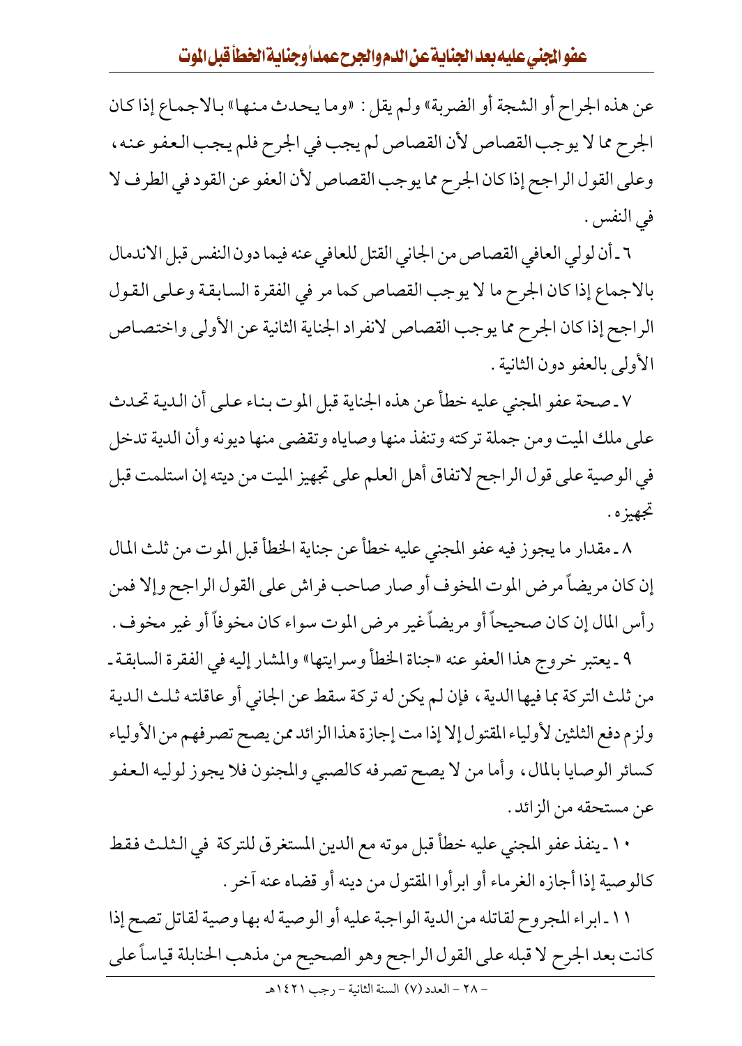عن هذه الجراح أو الشجة أو الضربة» ولم يقل: «وما يحدث منها» بالاجماع إذا كان الجرح مما لا يوجب القصاص لأن القصاص لم يجب في الجرح فلم يجب العفو عنه، وعلى القول الراجح إذا كان الجرح مما يوجب القصاص لأن العفو عن القود في الطرف لا في النفس.

٦ـ أن لولي العافي القصاص من الجاني القتل للعافي عنه فيما دون النفس قبل الاندمال بالاجماع إذا كان الجرح ما لا يوجب القصاص كما مر في الفقرة السابقة وعلى القول الراجح إذا كان الجرح مما يوجب القصاص لانفراد الجناية الثانية عن الأولى واختصاص الأولى بالعفو دون الثانية.

٧ـ صحة عفو المجني عليه خطأ عن هذه الجناية قبل الموت بناء على أن الدية تحدث على ملك الميت ومن جملة تركته وتنفذ منها وصاياه وتقضى منها ديونه وأن الدية تدخل في الوصية على قول الراجح لاتفاق أهل العلم على تجهيز الميت من ديته إن استلمت قبل تجهيزه.

٨ـ مقدار ما يجوز فيه عفو المجني عليه خطأ عن جناية الخطأ قبل الموت من ثلث المال إن كان مريضاً مرض الموت المخوف أو صار صاحب فراش على القول الراجح وإلا فمن رأس المال إن كان صحيحاً أو مريضاً غير مرض الموت سواء كان مخوفاً أو غير مخوف.

٩ـ يعتبر خروج هذا العفو عنه «جناة الخطأ وسرايتها» والمشار إليه في الفقرة السابقة ـ من ثلث التركة بما فيها الدية، فإن لم يكن له تركة سقط عن الجاني أو عاقلته ثلث الدية ولزم دفع الثلثين لأولياء المقتول إلا إذا مت إجازة هذا الزائد ممن يصح تصرفهم من الأولياء كسائر الوصايا بالمال، وأما من لا يصح تصرفه كالصبي والمجنون فلا يجوز لوليه العفو عن مستحقه من الزائد.

١٠ـ ينفذ عفو المجني عليه خطأ قبل موته مع الدين المستغرق للتركة في الثلث فقط كالوصية إذا أجازه الغرماء أو ابرأوا المقتول من دينه أو قضاه عنه آخر.

١١ـ ابراء المجروح لقاتله من الدية الواجبة عليه أو الوصية له بها وصية لقاتل تصح إذا كانت بعد الجرح لا قبله على القول الراجح وهو الصحيح من مذهب الحنابلة قياساً على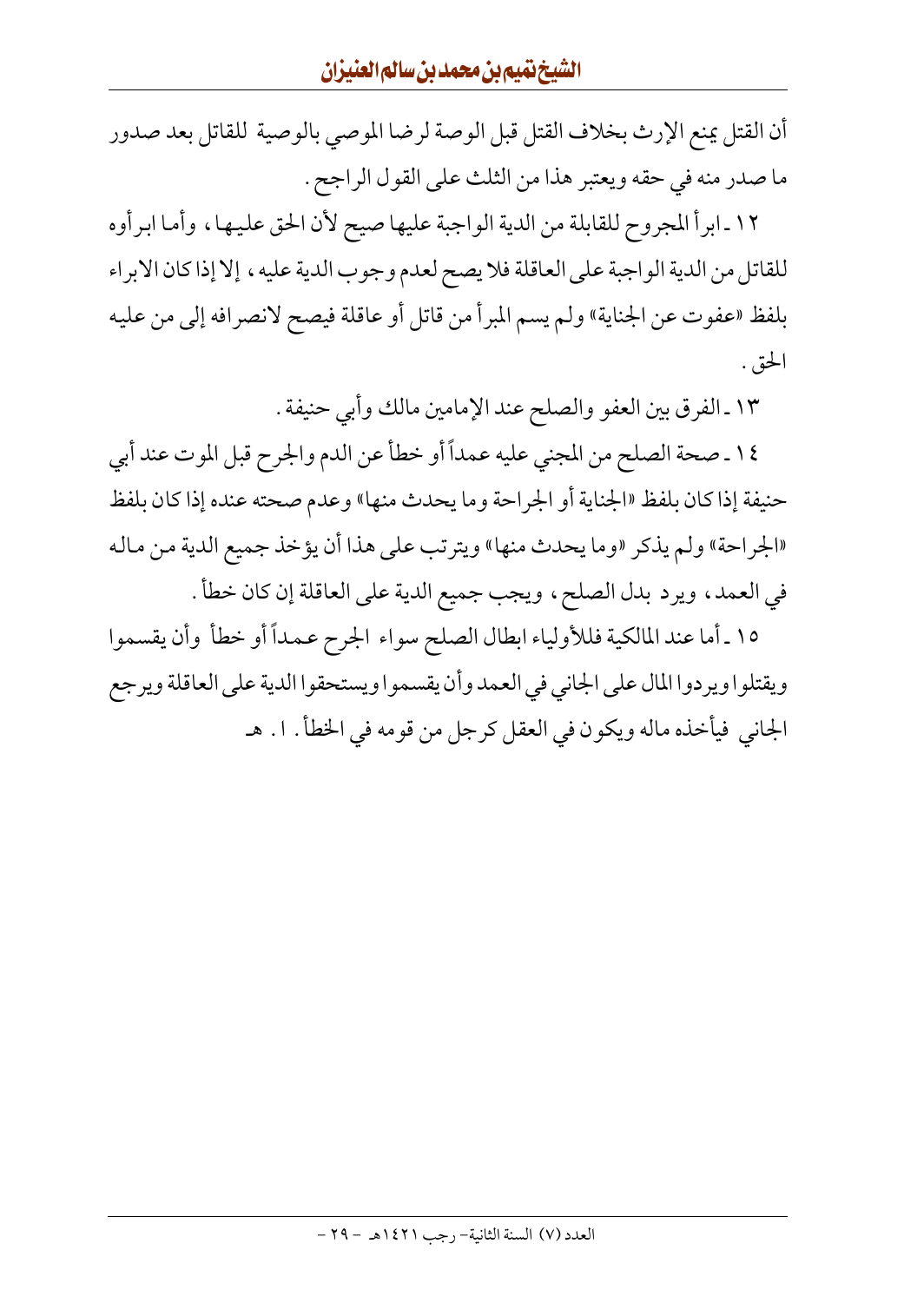أن القتل يمنع الإرث بخلاف القتل قبل الوصة لرضا الموصي بالوصية للقاتل بعد صدور ما صدر منه في حقه ويعتبر هذا من الثلث على القول الراجح .

١٢ ـ ابرأ المجروح للقابلة من الدية الواجبة عليها صيح لأن الحق عليها ، وأما ابرأوه للقاتل من الدية الواجبة على العاقلة فلا يصح لعدم وجوب الدية عليه ، إلا إذا كان الابراء بلفظ «عفوت عن الجناية» ولم يسم المبرأ من قاتل أو عاقلة فيصح لانصرافه إلى من عليه الحق .

١٣ ـ الفرق بين العفو والصلح عند الإمامين مالك وأبي حنيفة .

١٤ ـ صحة الصلح من المجني عليه عمداً أو خطأ عن الدم والجرح قبل الموت عند أبي حنيفة إذا كان بلفظ «الجناية أو الجراحة وما يحدث منها» وعدم صحته عنده إذا كان بلفظ «الجراحة» ولم يذكر «وما يحدث منها» ويترتب على هذا أن يؤخذ جميع الدية من ماله في العمد ، ويرد بدل الصلح ، ويجب جميع الدية على العاقلة إن كان خطأ .

١٥ ـ أما عند المالكية فللأولياء ابطال الصلح سواء الجرح عمداً أو خطأ وأن يقسموا ويقتلوا ويردوا المال على الجاني في العمد وأن يقسموا ويستحقوا الدية على العاقلة ويرجع الجاني فيأخذه ماله ويكون في العقل كرجل من قومه في الخطأ . ا . هـ